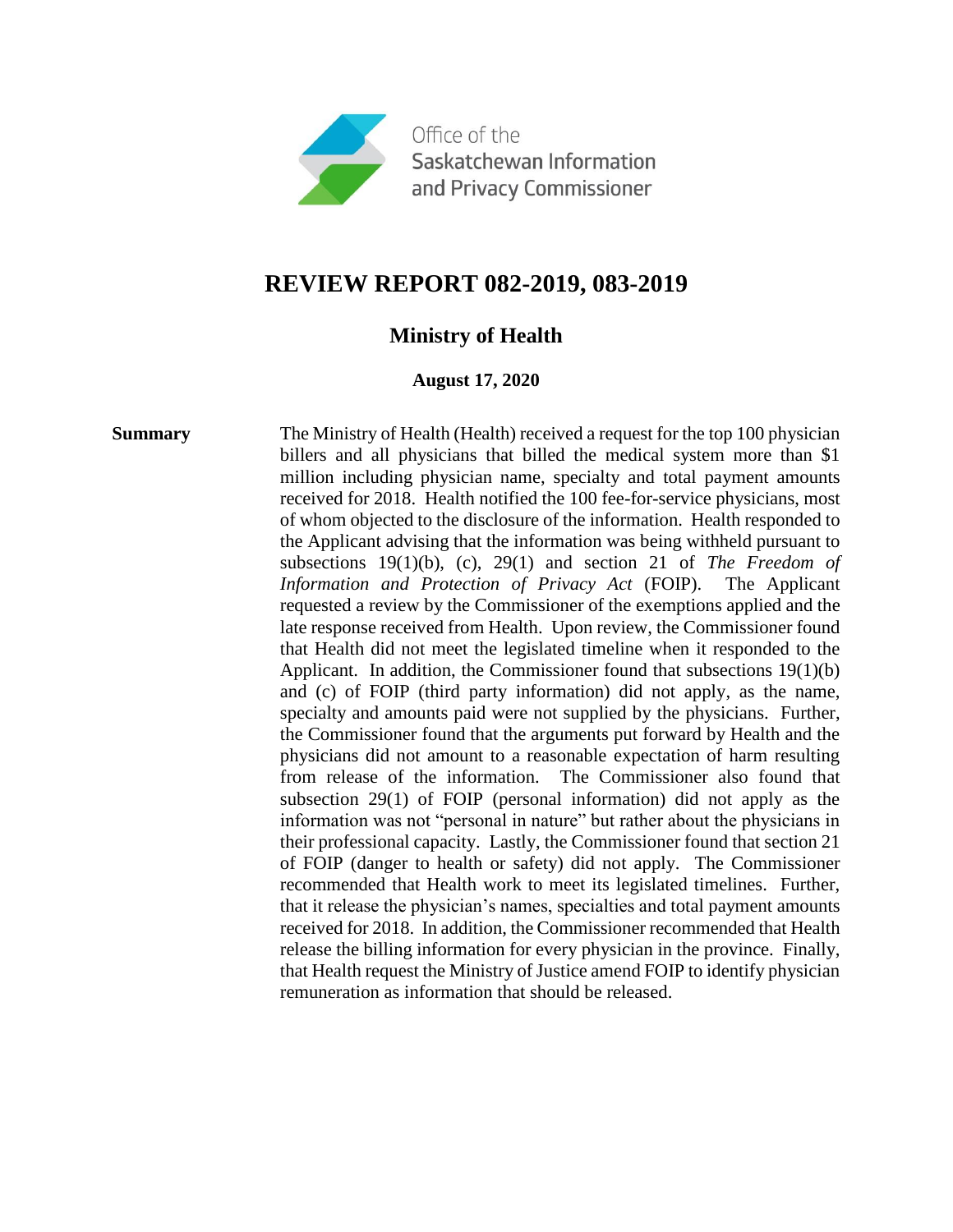Office of the Saskatchewan Information and Privacy Commissioner

# REVIEW REPORT 082-2019, 083-2019

## Ministry of Health

**August 17, 2020**

**Summary**

The Ministry of Health (Health) received a request for the top 100 physician billers and all physicians that billed the medical system more than $1 million including physician name, specialty and total payment amounts received for 2018. Health notified the 100 fee-for-service physicians, most of whom objected to the disclosure of the information. Health responded to the Applicant advising that the information was being withheld pursuant to subsections 19(1)(b), (c), 29(1) and section 21 of *The Freedom of Information and Protection of Privacy Act* (FOIP). The Applicant requested a review by the Commissioner of the exemptions applied and the late response received from Health. Upon review, the Commissioner found that Health did not meet the legislated timeline when it responded to the Applicant. In addition, the Commissioner found that subsections 19(1)(b) and (c) of FOIP (third party information) did not apply, as the name, specialty and amounts paid were not supplied by the physicians. Further, the Commissioner found that the arguments put forward by Health and the physicians did not amount to a reasonable expectation of harm resulting from release of the information. The Commissioner also found that subsection 29(1) of FOIP (personal information) did not apply as the information was not "personal in nature" but rather about the physicians in their professional capacity. Lastly, the Commissioner found that section 21 of FOIP (danger to health or safety) did not apply. The Commissioner recommended that Health work to meet its legislated timelines. Further, that it release the physician's names, specialties and total payment amounts received for 2018. In addition, the Commissioner recommended that Health release the billing information for every physician in the province. Finally, that Health request the Ministry of Justice amend FOIP to identify physician remuneration as information that should be released.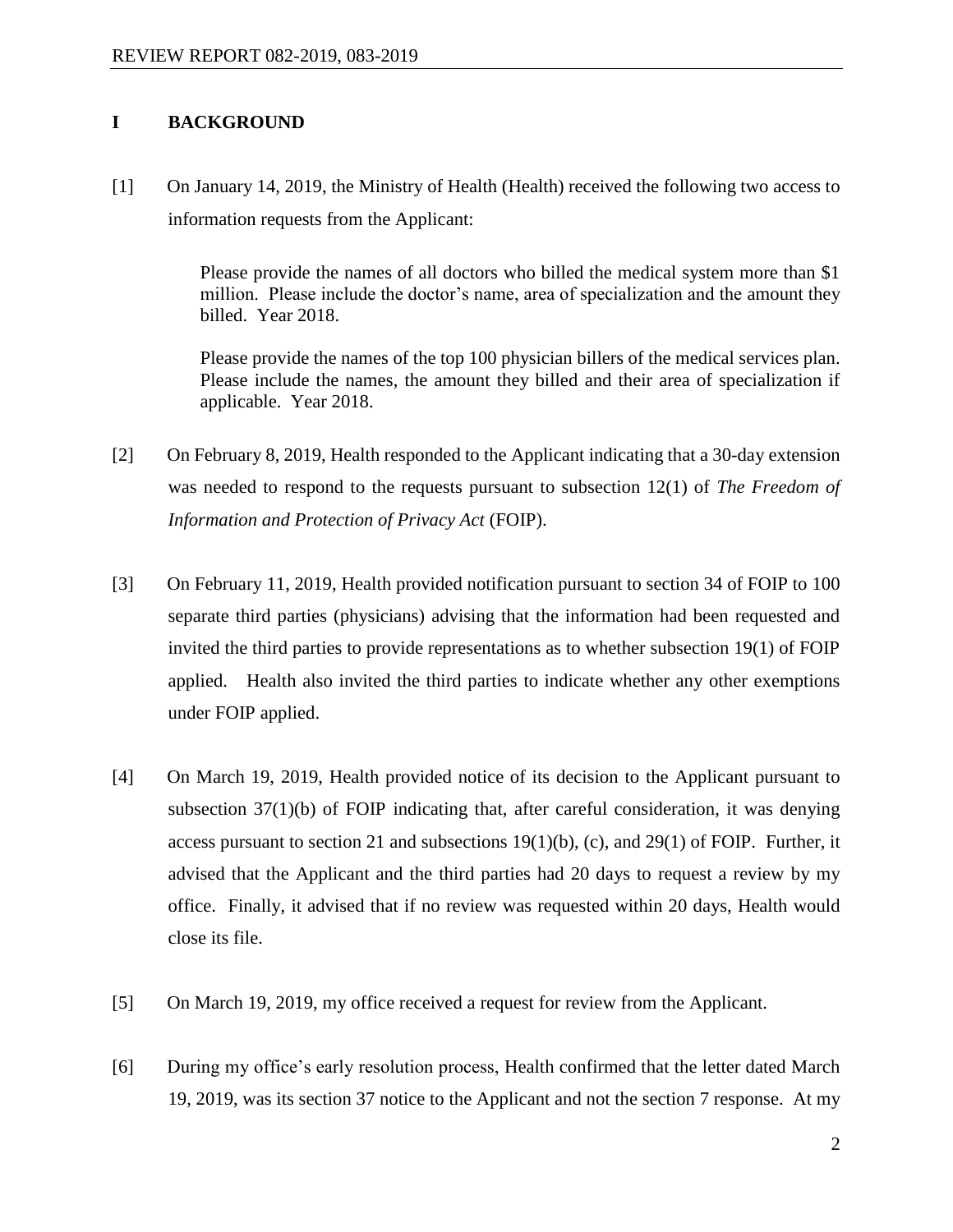## I BACKGROUND

[1] On January 14, 2019, the Ministry of Health (Health) received the following two access to information requests from the Applicant:

> Please provide the names of all doctors who billed the medical system more than $1 million. Please include the doctor's name, area of specialization and the amount they billed. Year 2018.
>
> Please provide the names of the top 100 physician billers of the medical services plan. Please include the names, the amount they billed and their area of specialization if applicable. Year 2018.

[2] On February 8, 2019, Health responded to the Applicant indicating that a 30-day extension was needed to respond to the requests pursuant to subsection 12(1) of *The Freedom of Information and Protection of Privacy Act* (FOIP).

[3] On February 11, 2019, Health provided notification pursuant to section 34 of FOIP to 100 separate third parties (physicians) advising that the information had been requested and invited the third parties to provide representations as to whether subsection 19(1) of FOIP applied. Health also invited the third parties to indicate whether any other exemptions under FOIP applied.

[4] On March 19, 2019, Health provided notice of its decision to the Applicant pursuant to subsection 37(1)(b) of FOIP indicating that, after careful consideration, it was denying access pursuant to section 21 and subsections 19(1)(b), (c), and 29(1) of FOIP. Further, it advised that the Applicant and the third parties had 20 days to request a review by my office. Finally, it advised that if no review was requested within 20 days, Health would close its file.

[5] On March 19, 2019, my office received a request for review from the Applicant.

[6] During my office's early resolution process, Health confirmed that the letter dated March 19, 2019, was its section 37 notice to the Applicant and not the section 7 response. At my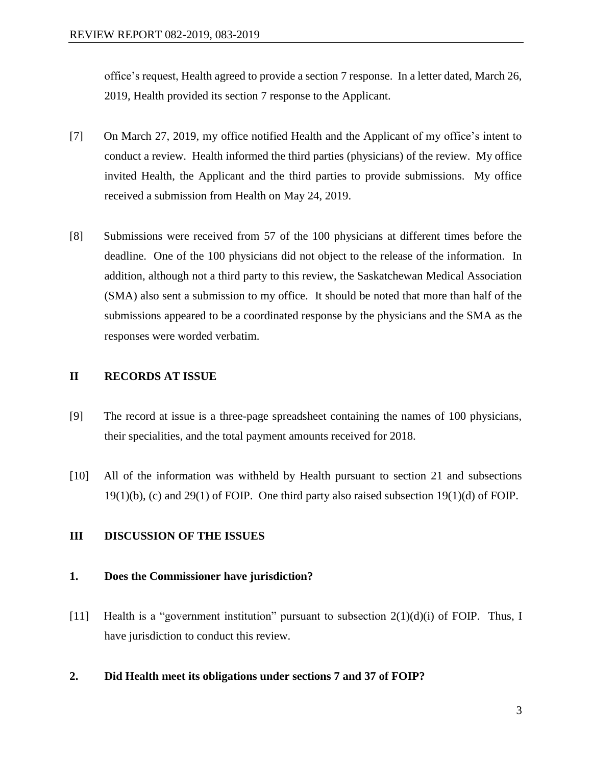office's request, Health agreed to provide a section 7 response. In a letter dated, March 26, 2019, Health provided its section 7 response to the Applicant.

[7] On March 27, 2019, my office notified Health and the Applicant of my office's intent to conduct a review. Health informed the third parties (physicians) of the review. My office invited Health, the Applicant and the third parties to provide submissions. My office received a submission from Health on May 24, 2019.

[8] Submissions were received from 57 of the 100 physicians at different times before the deadline. One of the 100 physicians did not object to the release of the information. In addition, although not a third party to this review, the Saskatchewan Medical Association (SMA) also sent a submission to my office. It should be noted that more than half of the submissions appeared to be a coordinated response by the physicians and the SMA as the responses were worded verbatim.

## II RECORDS AT ISSUE

[9] The record at issue is a three-page spreadsheet containing the names of 100 physicians, their specialities, and the total payment amounts received for 2018.

[10] All of the information was withheld by Health pursuant to section 21 and subsections 19(1)(b), (c) and 29(1) of FOIP. One third party also raised subsection 19(1)(d) of FOIP.

## III DISCUSSION OF THE ISSUES

### 1. Does the Commissioner have jurisdiction?

[11] Health is a "government institution" pursuant to subsection 2(1)(d)(i) of FOIP. Thus, I have jurisdiction to conduct this review.

### 2. Did Health meet its obligations under sections 7 and 37 of FOIP?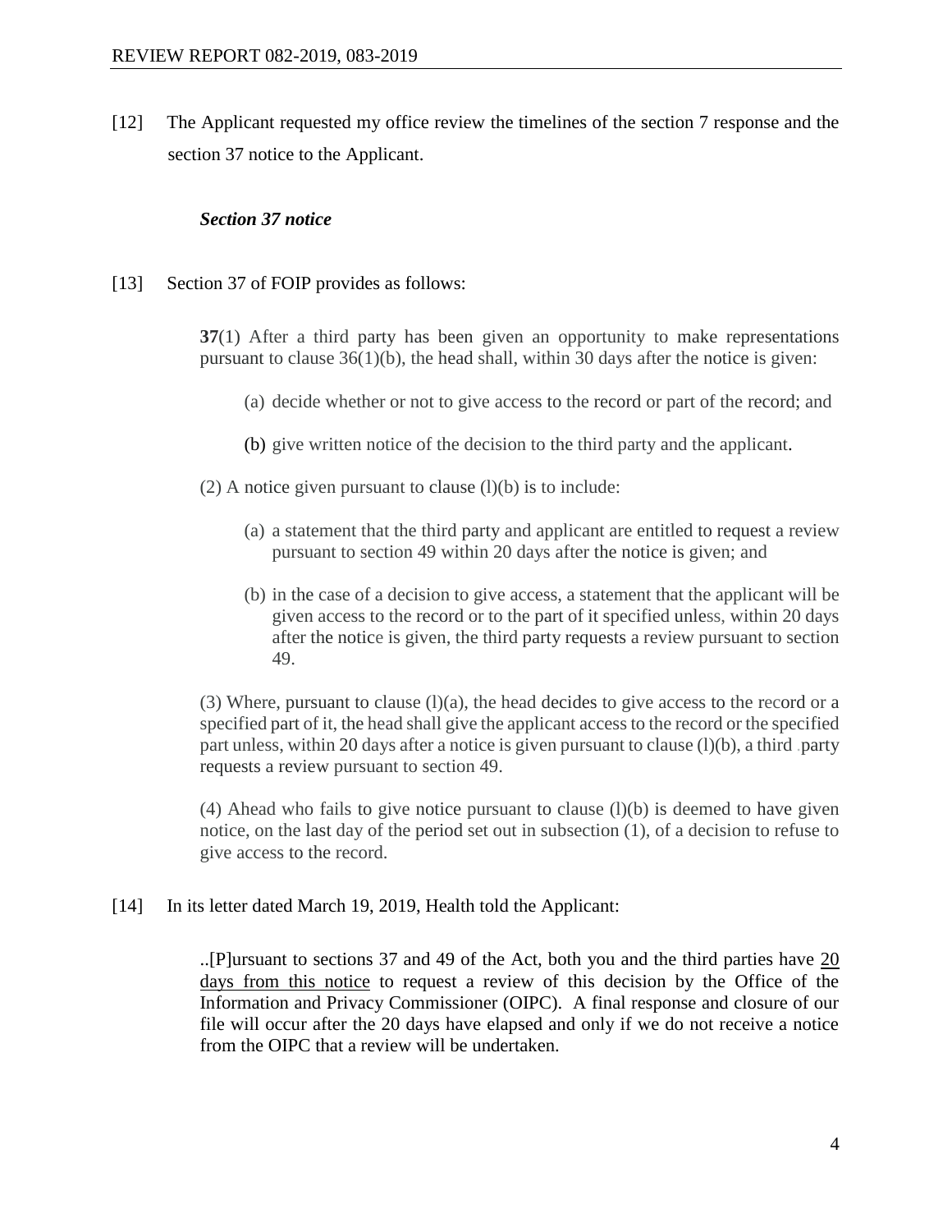[12] The Applicant requested my office review the timelines of the section 7 response and the section 37 notice to the Applicant.

***Section 37 notice***

[13] Section 37 of FOIP provides as follows:

> **37**(1) After a third party has been given an opportunity to make representations pursuant to clause 36(1)(b), the head shall, within 30 days after the notice is given:
>
> (a) decide whether or not to give access to the record or part of the record; and
>
> (b) give written notice of the decision to the third party and the applicant.
>
> (2) A notice given pursuant to clause (l)(b) is to include:
>
> (a) a statement that the third party and applicant are entitled to request a review pursuant to section 49 within 20 days after the notice is given; and
>
> (b) in the case of a decision to give access, a statement that the applicant will be given access to the record or to the part of it specified unless, within 20 days after the notice is given, the third party requests a review pursuant to section 49.
>
> (3) Where, pursuant to clause (l)(a), the head decides to give access to the record or a specified part of it, the head shall give the applicant access to the record or the specified part unless, within 20 days after a notice is given pursuant to clause (l)(b), a third party requests a review pursuant to section 49.
>
> (4) Ahead who fails to give notice pursuant to clause (l)(b) is deemed to have given notice, on the last day of the period set out in subsection (1), of a decision to refuse to give access to the record.

[14] In its letter dated March 19, 2019, Health told the Applicant:

> ..[P]ursuant to sections 37 and 49 of the Act, both you and the third parties have <u>20 days from this notice</u> to request a review of this decision by the Office of the Information and Privacy Commissioner (OIPC). A final response and closure of our file will occur after the 20 days have elapsed and only if we do not receive a notice from the OIPC that a review will be undertaken.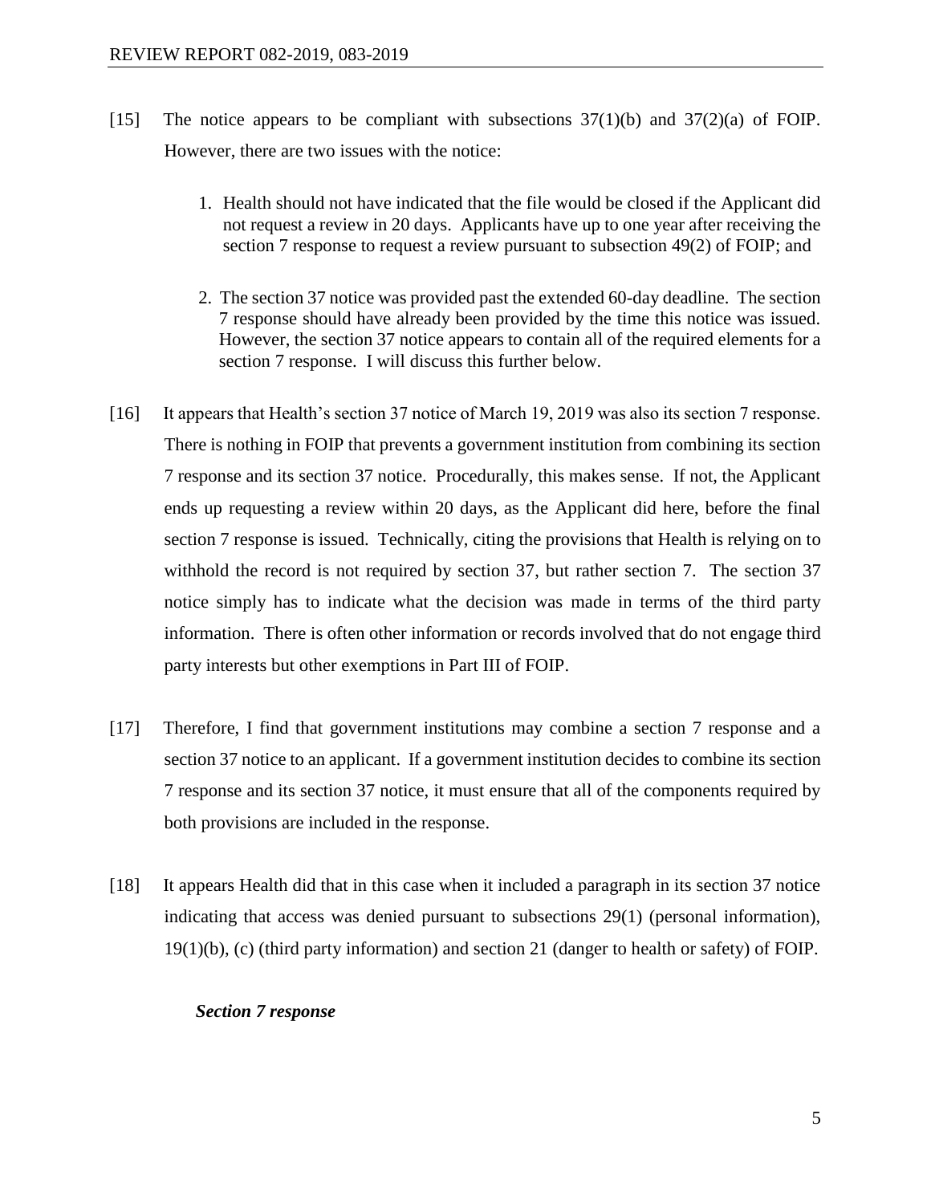[15] The notice appears to be compliant with subsections 37(1)(b) and 37(2)(a) of FOIP. However, there are two issues with the notice:

1. Health should not have indicated that the file would be closed if the Applicant did not request a review in 20 days. Applicants have up to one year after receiving the section 7 response to request a review pursuant to subsection 49(2) of FOIP; and

2. The section 37 notice was provided past the extended 60-day deadline. The section 7 response should have already been provided by the time this notice was issued. However, the section 37 notice appears to contain all of the required elements for a section 7 response. I will discuss this further below.

[16] It appears that Health's section 37 notice of March 19, 2019 was also its section 7 response. There is nothing in FOIP that prevents a government institution from combining its section 7 response and its section 37 notice. Procedurally, this makes sense. If not, the Applicant ends up requesting a review within 20 days, as the Applicant did here, before the final section 7 response is issued. Technically, citing the provisions that Health is relying on to withhold the record is not required by section 37, but rather section 7. The section 37 notice simply has to indicate what the decision was made in terms of the third party information. There is often other information or records involved that do not engage third party interests but other exemptions in Part III of FOIP.

[17] Therefore, I find that government institutions may combine a section 7 response and a section 37 notice to an applicant. If a government institution decides to combine its section 7 response and its section 37 notice, it must ensure that all of the components required by both provisions are included in the response.

[18] It appears Health did that in this case when it included a paragraph in its section 37 notice indicating that access was denied pursuant to subsections 29(1) (personal information), 19(1)(b), (c) (third party information) and section 21 (danger to health or safety) of FOIP.

***Section 7 response***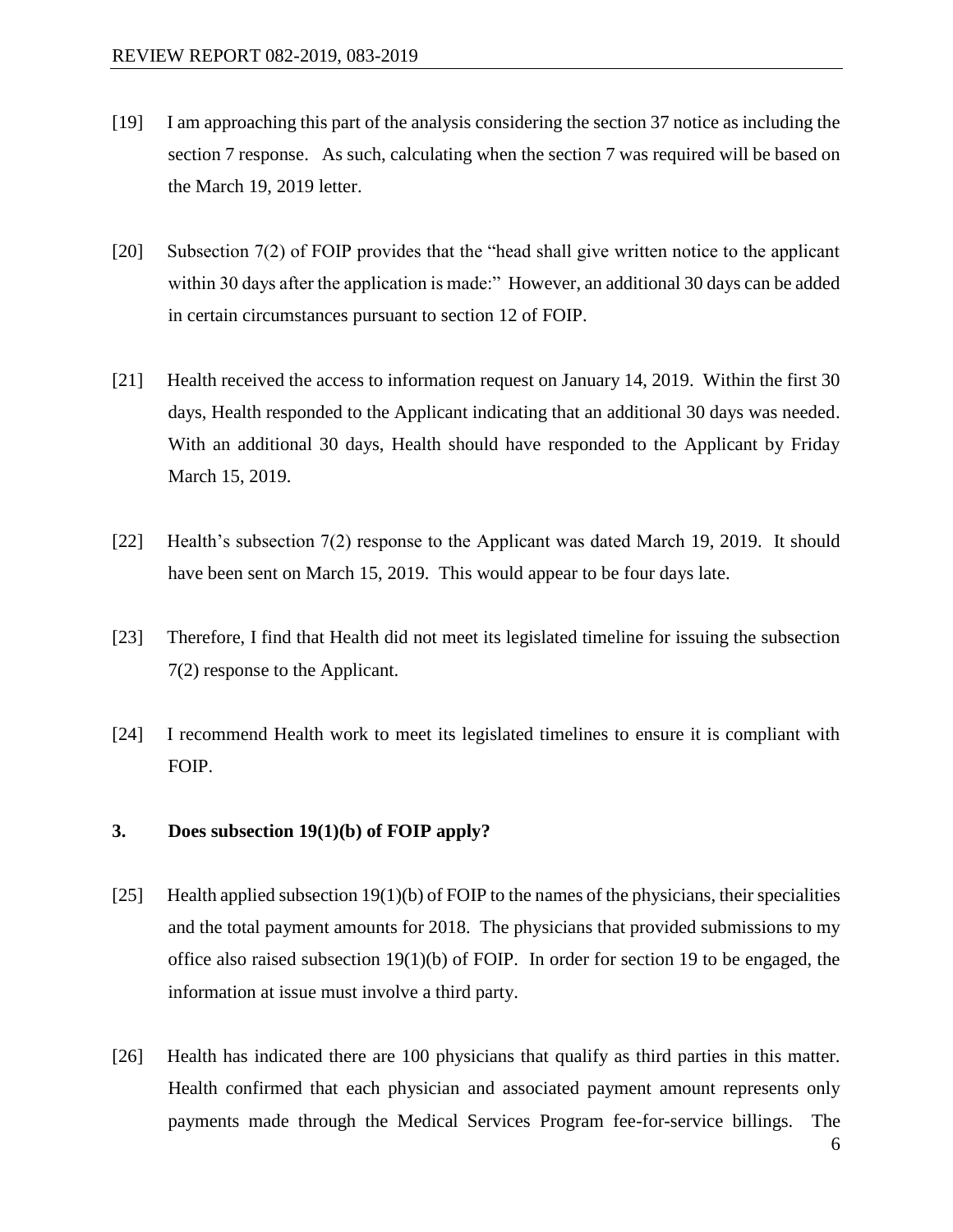[19] I am approaching this part of the analysis considering the section 37 notice as including the section 7 response. As such, calculating when the section 7 was required will be based on the March 19, 2019 letter.

[20] Subsection 7(2) of FOIP provides that the "head shall give written notice to the applicant within 30 days after the application is made:" However, an additional 30 days can be added in certain circumstances pursuant to section 12 of FOIP.

[21] Health received the access to information request on January 14, 2019. Within the first 30 days, Health responded to the Applicant indicating that an additional 30 days was needed. With an additional 30 days, Health should have responded to the Applicant by Friday March 15, 2019.

[22] Health's subsection 7(2) response to the Applicant was dated March 19, 2019. It should have been sent on March 15, 2019. This would appear to be four days late.

[23] Therefore, I find that Health did not meet its legislated timeline for issuing the subsection 7(2) response to the Applicant.

[24] I recommend Health work to meet its legislated timelines to ensure it is compliant with FOIP.

### 3. Does subsection 19(1)(b) of FOIP apply?

[25] Health applied subsection 19(1)(b) of FOIP to the names of the physicians, their specialities and the total payment amounts for 2018. The physicians that provided submissions to my office also raised subsection 19(1)(b) of FOIP. In order for section 19 to be engaged, the information at issue must involve a third party.

[26] Health has indicated there are 100 physicians that qualify as third parties in this matter. Health confirmed that each physician and associated payment amount represents only payments made through the Medical Services Program fee-for-service billings. The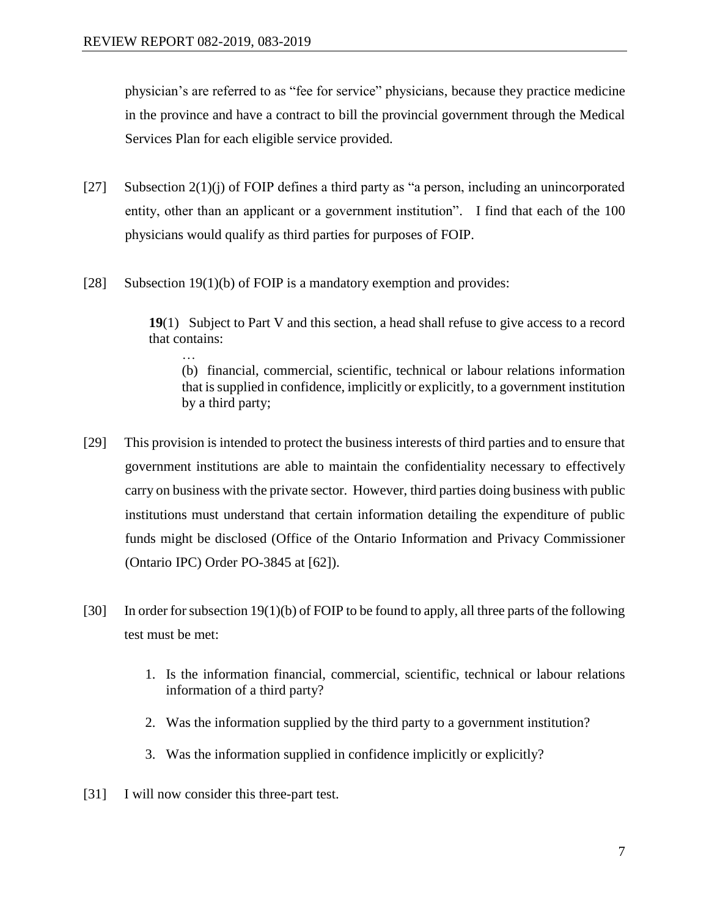physician's are referred to as "fee for service" physicians, because they practice medicine in the province and have a contract to bill the provincial government through the Medical Services Plan for each eligible service provided.

[27] Subsection 2(1)(j) of FOIP defines a third party as "a person, including an unincorporated entity, other than an applicant or a government institution". I find that each of the 100 physicians would qualify as third parties for purposes of FOIP.

[28] Subsection 19(1)(b) of FOIP is a mandatory exemption and provides:

> **19**(1) Subject to Part V and this section, a head shall refuse to give access to a record that contains:
>
> …
>
> (b) financial, commercial, scientific, technical or labour relations information that is supplied in confidence, implicitly or explicitly, to a government institution by a third party;

[29] This provision is intended to protect the business interests of third parties and to ensure that government institutions are able to maintain the confidentiality necessary to effectively carry on business with the private sector. However, third parties doing business with public institutions must understand that certain information detailing the expenditure of public funds might be disclosed (Office of the Ontario Information and Privacy Commissioner (Ontario IPC) Order PO-3845 at [62]).

[30] In order for subsection 19(1)(b) of FOIP to be found to apply, all three parts of the following test must be met:

1. Is the information financial, commercial, scientific, technical or labour relations information of a third party?
2. Was the information supplied by the third party to a government institution?
3. Was the information supplied in confidence implicitly or explicitly?

[31] I will now consider this three-part test.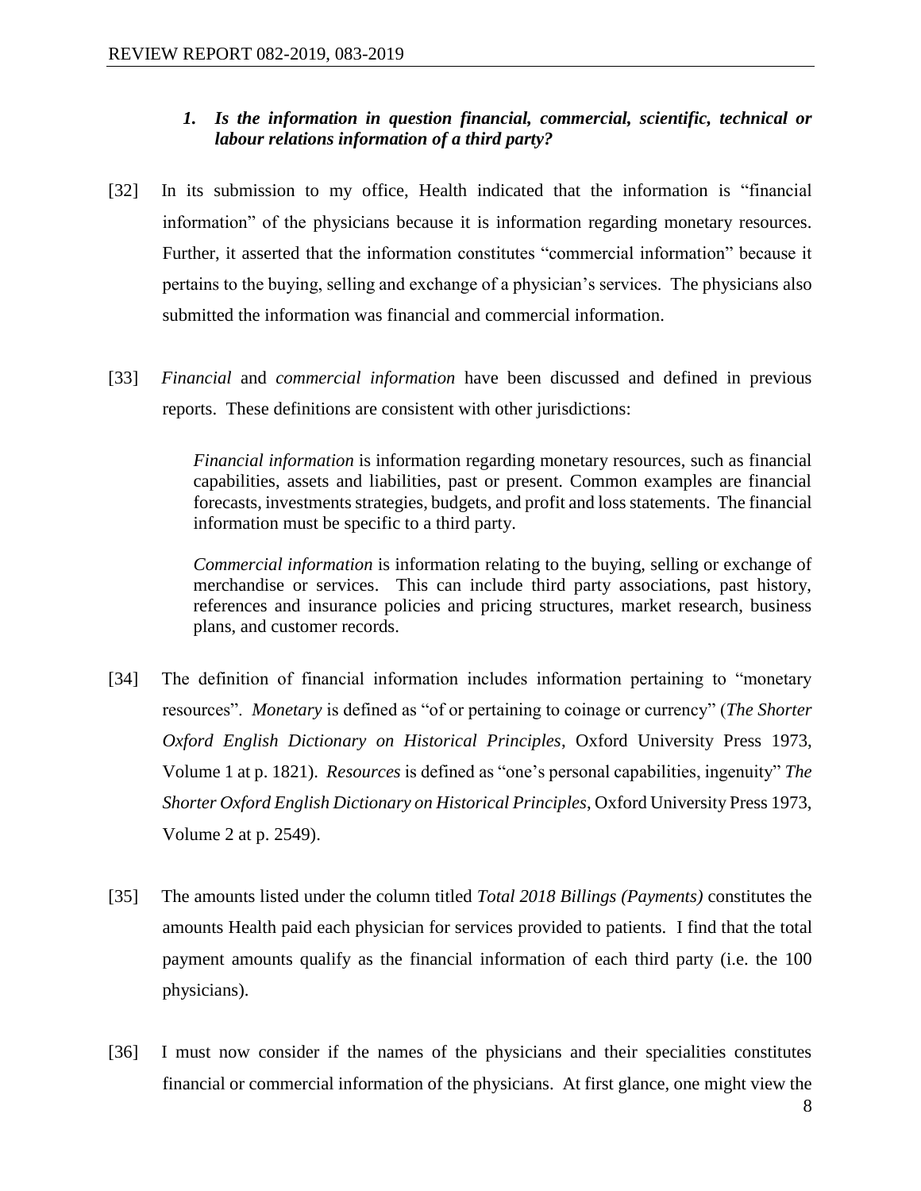### 1. *Is the information in question financial, commercial, scientific, technical or labour relations information of a third party?*

[32] In its submission to my office, Health indicated that the information is "financial information" of the physicians because it is information regarding monetary resources. Further, it asserted that the information constitutes "commercial information" because it pertains to the buying, selling and exchange of a physician's services. The physicians also submitted the information was financial and commercial information.

[33] *Financial* and *commercial information* have been discussed and defined in previous reports. These definitions are consistent with other jurisdictions:

> *Financial information* is information regarding monetary resources, such as financial capabilities, assets and liabilities, past or present. Common examples are financial forecasts, investments strategies, budgets, and profit and loss statements. The financial information must be specific to a third party.
>
> *Commercial information* is information relating to the buying, selling or exchange of merchandise or services. This can include third party associations, past history, references and insurance policies and pricing structures, market research, business plans, and customer records.

[34] The definition of financial information includes information pertaining to "monetary resources". *Monetary* is defined as "of or pertaining to coinage or currency" (*The Shorter Oxford English Dictionary on Historical Principles*, Oxford University Press 1973, Volume 1 at p. 1821). *Resources* is defined as "one's personal capabilities, ingenuity" *The Shorter Oxford English Dictionary on Historical Principles*, Oxford University Press 1973, Volume 2 at p. 2549).

[35] The amounts listed under the column titled *Total 2018 Billings (Payments)* constitutes the amounts Health paid each physician for services provided to patients. I find that the total payment amounts qualify as the financial information of each third party (i.e. the 100 physicians).

[36] I must now consider if the names of the physicians and their specialities constitutes financial or commercial information of the physicians. At first glance, one might view the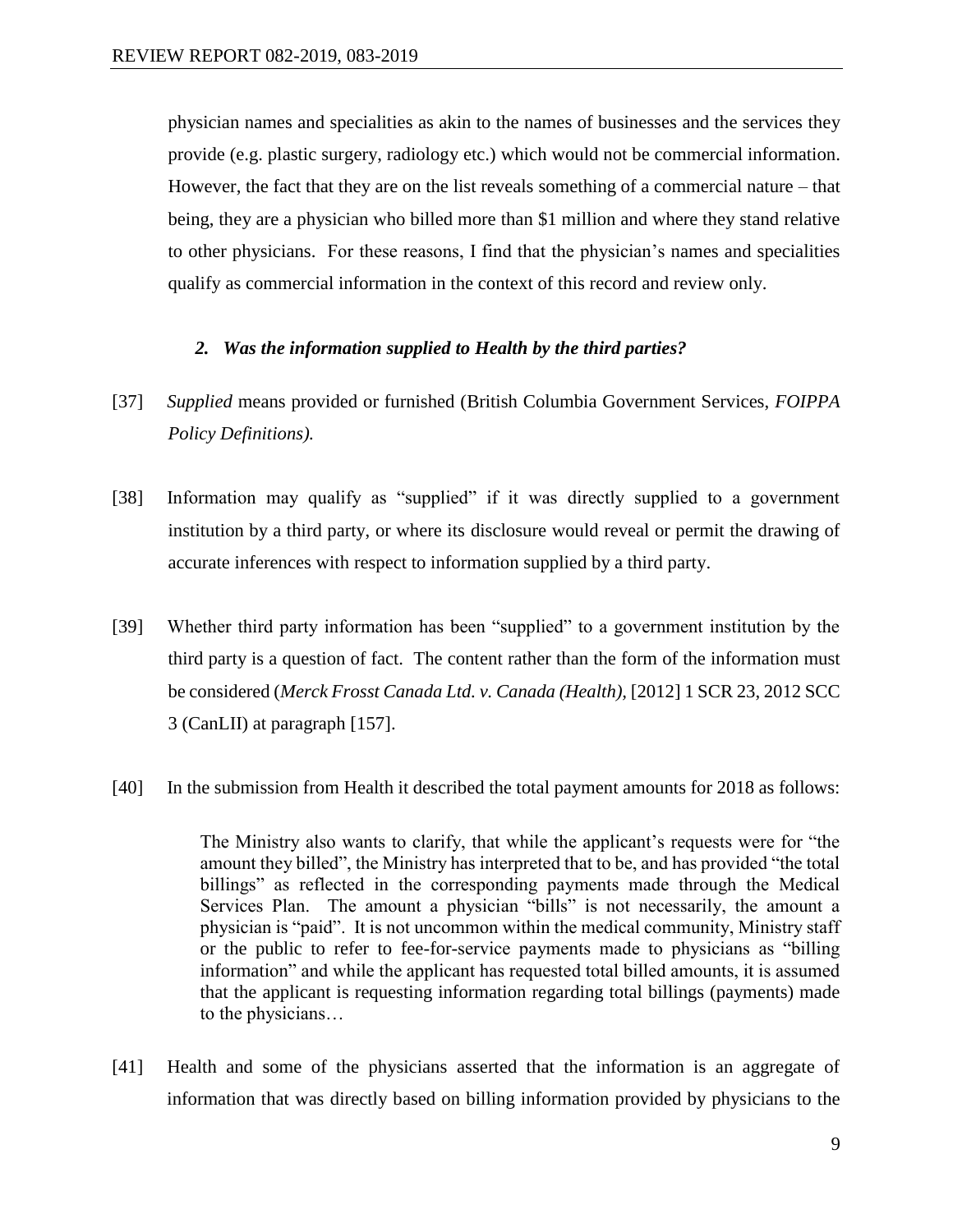physician names and specialities as akin to the names of businesses and the services they provide (e.g. plastic surgery, radiology etc.) which would not be commercial information. However, the fact that they are on the list reveals something of a commercial nature – that being, they are a physician who billed more than $1 million and where they stand relative to other physicians. For these reasons, I find that the physician's names and specialities qualify as commercial information in the context of this record and review only.

### *2. Was the information supplied to Health by the third parties?*

[37] *Supplied* means provided or furnished (British Columbia Government Services, *FOIPPA Policy Definitions).*

[38] Information may qualify as "supplied" if it was directly supplied to a government institution by a third party, or where its disclosure would reveal or permit the drawing of accurate inferences with respect to information supplied by a third party.

[39] Whether third party information has been "supplied" to a government institution by the third party is a question of fact. The content rather than the form of the information must be considered (*Merck Frosst Canada Ltd. v. Canada (Health),* [2012] 1 SCR 23, 2012 SCC 3 (CanLII) at paragraph [157].

[40] In the submission from Health it described the total payment amounts for 2018 as follows:

> The Ministry also wants to clarify, that while the applicant's requests were for "the amount they billed", the Ministry has interpreted that to be, and has provided "the total billings" as reflected in the corresponding payments made through the Medical Services Plan. The amount a physician "bills" is not necessarily, the amount a physician is "paid". It is not uncommon within the medical community, Ministry staff or the public to refer to fee-for-service payments made to physicians as "billing information" and while the applicant has requested total billed amounts, it is assumed that the applicant is requesting information regarding total billings (payments) made to the physicians…

[41] Health and some of the physicians asserted that the information is an aggregate of information that was directly based on billing information provided by physicians to the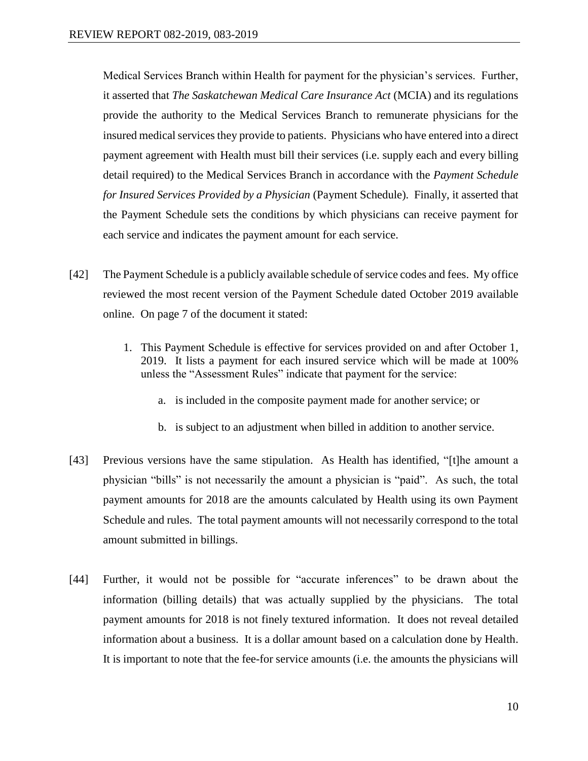Medical Services Branch within Health for payment for the physician's services. Further, it asserted that *The Saskatchewan Medical Care Insurance Act* (MCIA) and its regulations provide the authority to the Medical Services Branch to remunerate physicians for the insured medical services they provide to patients. Physicians who have entered into a direct payment agreement with Health must bill their services (i.e. supply each and every billing detail required) to the Medical Services Branch in accordance with the *Payment Schedule for Insured Services Provided by a Physician* (Payment Schedule). Finally, it asserted that the Payment Schedule sets the conditions by which physicians can receive payment for each service and indicates the payment amount for each service.

[42] The Payment Schedule is a publicly available schedule of service codes and fees. My office reviewed the most recent version of the Payment Schedule dated October 2019 available online. On page 7 of the document it stated:

> 1. This Payment Schedule is effective for services provided on and after October 1, 2019. It lists a payment for each insured service which will be made at 100% unless the "Assessment Rules" indicate that payment for the service:
>
>     a. is included in the composite payment made for another service; or
>
>     b. is subject to an adjustment when billed in addition to another service.

[43] Previous versions have the same stipulation. As Health has identified, "[t]he amount a physician "bills" is not necessarily the amount a physician is "paid". As such, the total payment amounts for 2018 are the amounts calculated by Health using its own Payment Schedule and rules. The total payment amounts will not necessarily correspond to the total amount submitted in billings.

[44] Further, it would not be possible for "accurate inferences" to be drawn about the information (billing details) that was actually supplied by the physicians. The total payment amounts for 2018 is not finely textured information. It does not reveal detailed information about a business. It is a dollar amount based on a calculation done by Health. It is important to note that the fee-for service amounts (i.e. the amounts the physicians will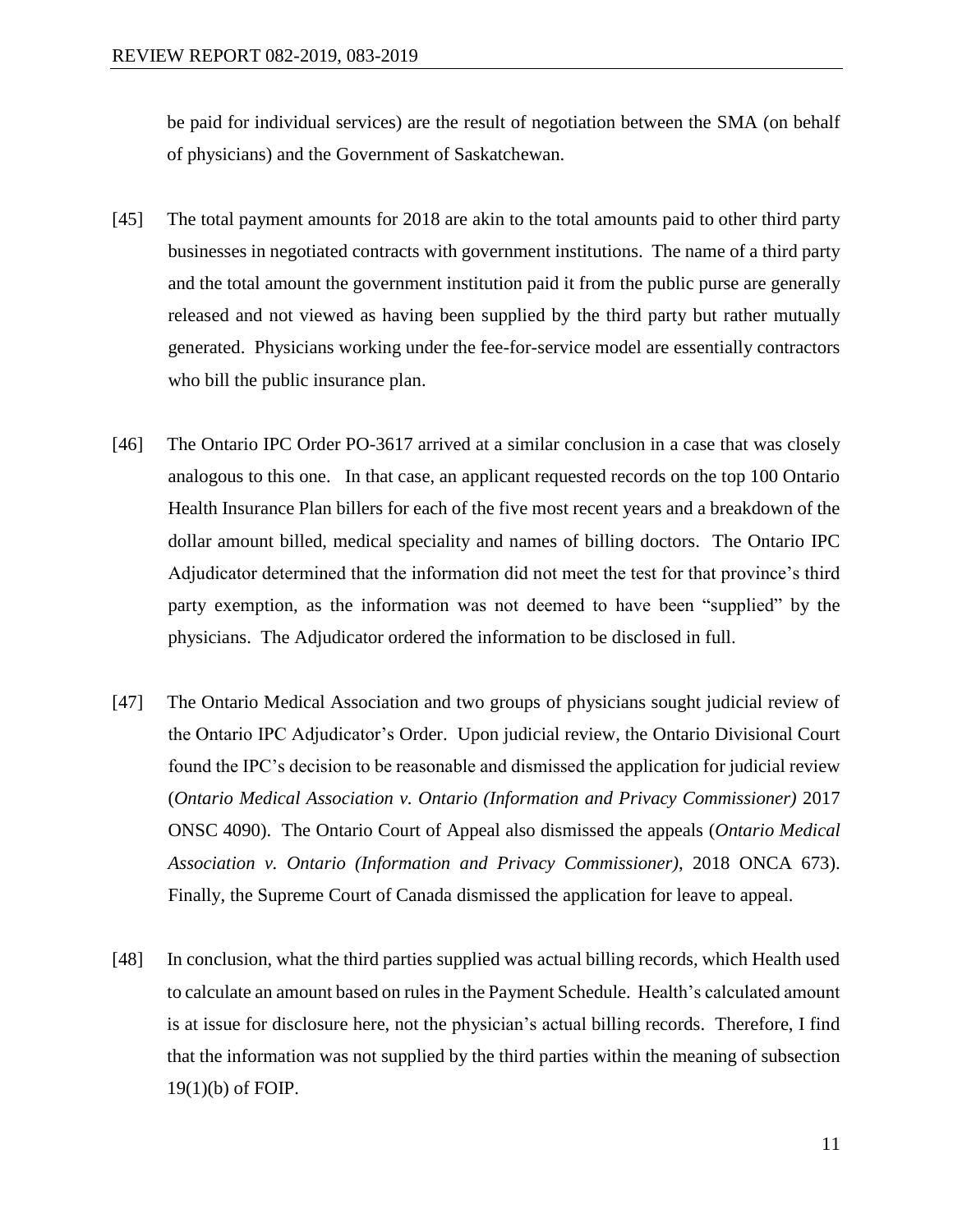be paid for individual services) are the result of negotiation between the SMA (on behalf of physicians) and the Government of Saskatchewan.

[45] The total payment amounts for 2018 are akin to the total amounts paid to other third party businesses in negotiated contracts with government institutions. The name of a third party and the total amount the government institution paid it from the public purse are generally released and not viewed as having been supplied by the third party but rather mutually generated. Physicians working under the fee-for-service model are essentially contractors who bill the public insurance plan.

[46] The Ontario IPC Order PO-3617 arrived at a similar conclusion in a case that was closely analogous to this one. In that case, an applicant requested records on the top 100 Ontario Health Insurance Plan billers for each of the five most recent years and a breakdown of the dollar amount billed, medical speciality and names of billing doctors. The Ontario IPC Adjudicator determined that the information did not meet the test for that province's third party exemption, as the information was not deemed to have been "supplied" by the physicians. The Adjudicator ordered the information to be disclosed in full.

[47] The Ontario Medical Association and two groups of physicians sought judicial review of the Ontario IPC Adjudicator's Order. Upon judicial review, the Ontario Divisional Court found the IPC's decision to be reasonable and dismissed the application for judicial review (*Ontario Medical Association v. Ontario (Information and Privacy Commissioner)* 2017 ONSC 4090). The Ontario Court of Appeal also dismissed the appeals (*Ontario Medical Association v. Ontario (Information and Privacy Commissioner)*, 2018 ONCA 673). Finally, the Supreme Court of Canada dismissed the application for leave to appeal.

[48] In conclusion, what the third parties supplied was actual billing records, which Health used to calculate an amount based on rules in the Payment Schedule. Health's calculated amount is at issue for disclosure here, not the physician's actual billing records. Therefore, I find that the information was not supplied by the third parties within the meaning of subsection 19(1)(b) of FOIP.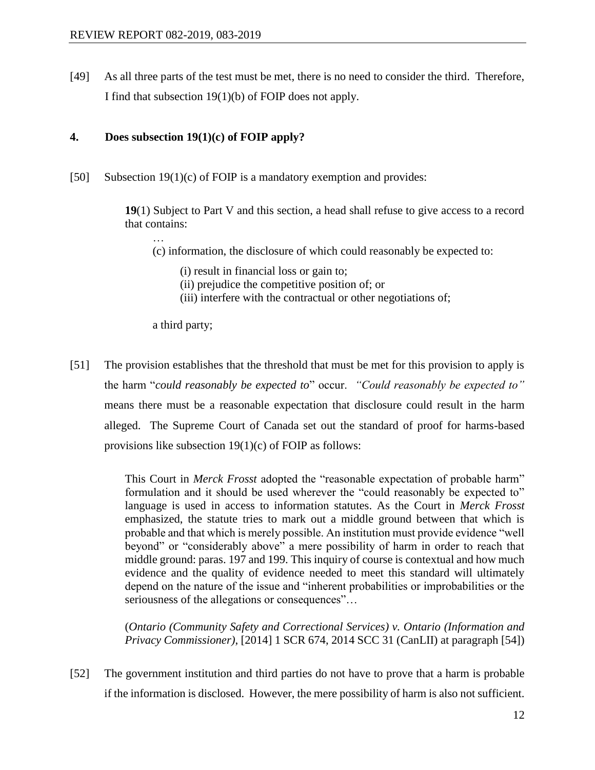[49] As all three parts of the test must be met, there is no need to consider the third. Therefore, I find that subsection 19(1)(b) of FOIP does not apply.

## 4. Does subsection 19(1)(c) of FOIP apply?

[50] Subsection 19(1)(c) of FOIP is a mandatory exemption and provides:

> **19**(1) Subject to Part V and this section, a head shall refuse to give access to a record that contains:
>
> …
>
> (c) information, the disclosure of which could reasonably be expected to:
>
> (i) result in financial loss or gain to;
> (ii) prejudice the competitive position of; or
> (iii) interfere with the contractual or other negotiations of;
>
> a third party;

[51] The provision establishes that the threshold that must be met for this provision to apply is the harm "*could reasonably be expected to*" occur. *"Could reasonably be expected to"* means there must be a reasonable expectation that disclosure could result in the harm alleged. The Supreme Court of Canada set out the standard of proof for harms-based provisions like subsection 19(1)(c) of FOIP as follows:

> This Court in *Merck Frosst* adopted the "reasonable expectation of probable harm" formulation and it should be used wherever the "could reasonably be expected to" language is used in access to information statutes. As the Court in *Merck Frosst* emphasized, the statute tries to mark out a middle ground between that which is probable and that which is merely possible. An institution must provide evidence "well beyond" or "considerably above" a mere possibility of harm in order to reach that middle ground: paras. 197 and 199. This inquiry of course is contextual and how much evidence and the quality of evidence needed to meet this standard will ultimately depend on the nature of the issue and "inherent probabilities or improbabilities or the seriousness of the allegations or consequences"…
>
> (*Ontario (Community Safety and Correctional Services) v. Ontario (Information and Privacy Commissioner)*, [2014] 1 SCR 674, 2014 SCC 31 (CanLII) at paragraph [54])

[52] The government institution and third parties do not have to prove that a harm is probable if the information is disclosed. However, the mere possibility of harm is also not sufficient.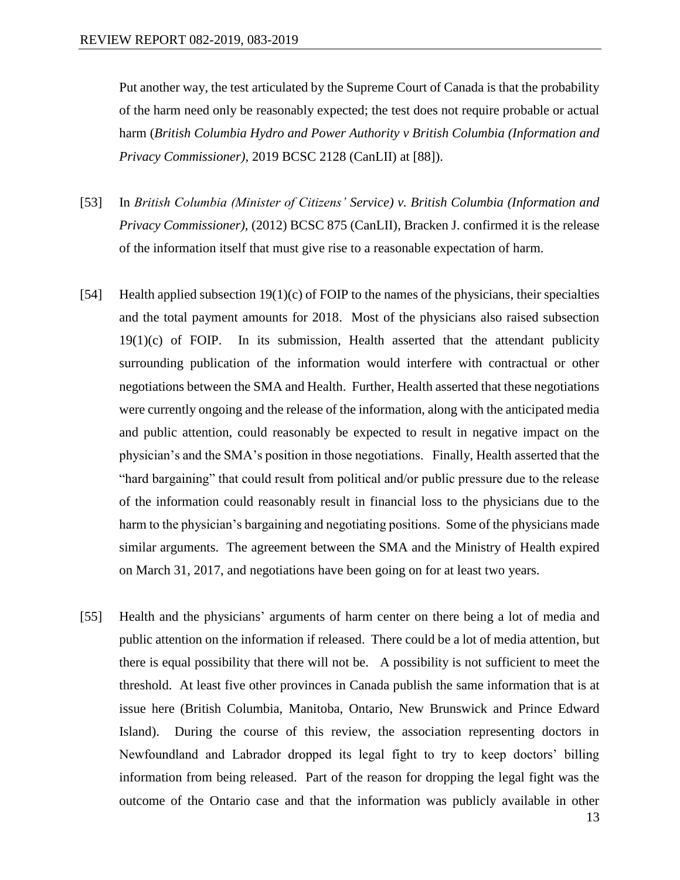Put another way, the test articulated by the Supreme Court of Canada is that the probability of the harm need only be reasonably expected; the test does not require probable or actual harm (*British Columbia Hydro and Power Authority v British Columbia (Information and Privacy Commissioner)*, 2019 BCSC 2128 (CanLII) at [88]).

[53] In *British Columbia (Minister of Citizens' Service) v. British Columbia (Information and Privacy Commissioner),* (2012) BCSC 875 (CanLII), Bracken J. confirmed it is the release of the information itself that must give rise to a reasonable expectation of harm.

[54] Health applied subsection 19(1)(c) of FOIP to the names of the physicians, their specialties and the total payment amounts for 2018. Most of the physicians also raised subsection 19(1)(c) of FOIP. In its submission, Health asserted that the attendant publicity surrounding publication of the information would interfere with contractual or other negotiations between the SMA and Health. Further, Health asserted that these negotiations were currently ongoing and the release of the information, along with the anticipated media and public attention, could reasonably be expected to result in negative impact on the physician's and the SMA's position in those negotiations. Finally, Health asserted that the "hard bargaining" that could result from political and/or public pressure due to the release of the information could reasonably result in financial loss to the physicians due to the harm to the physician's bargaining and negotiating positions. Some of the physicians made similar arguments. The agreement between the SMA and the Ministry of Health expired on March 31, 2017, and negotiations have been going on for at least two years.

[55] Health and the physicians' arguments of harm center on there being a lot of media and public attention on the information if released. There could be a lot of media attention, but there is equal possibility that there will not be. A possibility is not sufficient to meet the threshold. At least five other provinces in Canada publish the same information that is at issue here (British Columbia, Manitoba, Ontario, New Brunswick and Prince Edward Island). During the course of this review, the association representing doctors in Newfoundland and Labrador dropped its legal fight to try to keep doctors' billing information from being released. Part of the reason for dropping the legal fight was the outcome of the Ontario case and that the information was publicly available in other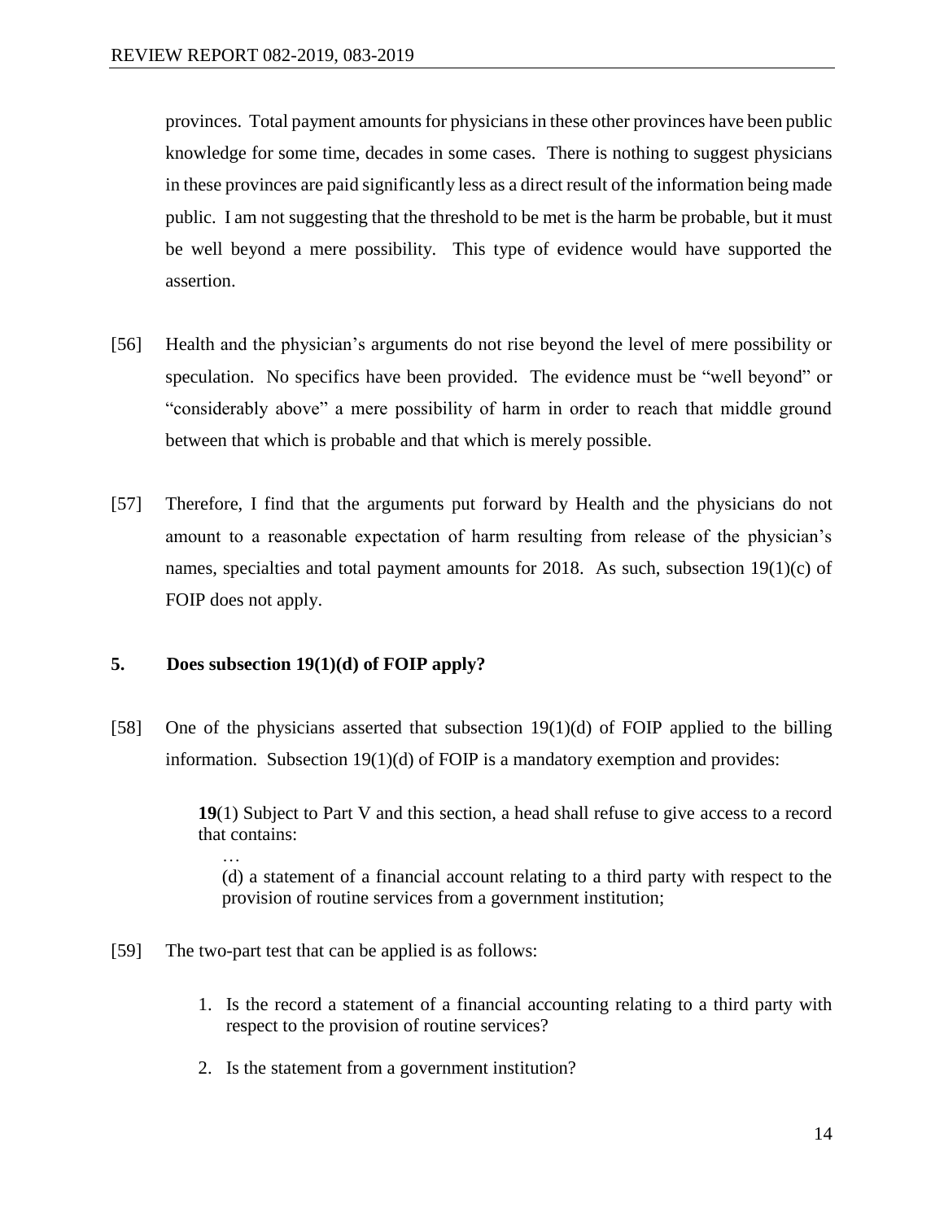provinces. Total payment amounts for physicians in these other provinces have been public knowledge for some time, decades in some cases. There is nothing to suggest physicians in these provinces are paid significantly less as a direct result of the information being made public. I am not suggesting that the threshold to be met is the harm be probable, but it must be well beyond a mere possibility. This type of evidence would have supported the assertion.

[56] Health and the physician's arguments do not rise beyond the level of mere possibility or speculation. No specifics have been provided. The evidence must be "well beyond" or "considerably above" a mere possibility of harm in order to reach that middle ground between that which is probable and that which is merely possible.

[57] Therefore, I find that the arguments put forward by Health and the physicians do not amount to a reasonable expectation of harm resulting from release of the physician's names, specialties and total payment amounts for 2018. As such, subsection 19(1)(c) of FOIP does not apply.

### 5. Does subsection 19(1)(d) of FOIP apply?

[58] One of the physicians asserted that subsection 19(1)(d) of FOIP applied to the billing information. Subsection 19(1)(d) of FOIP is a mandatory exemption and provides:

> **19**(1) Subject to Part V and this section, a head shall refuse to give access to a record that contains:
>
> …
>
> (d) a statement of a financial account relating to a third party with respect to the provision of routine services from a government institution;

[59] The two-part test that can be applied is as follows:

1. Is the record a statement of a financial accounting relating to a third party with respect to the provision of routine services?
2. Is the statement from a government institution?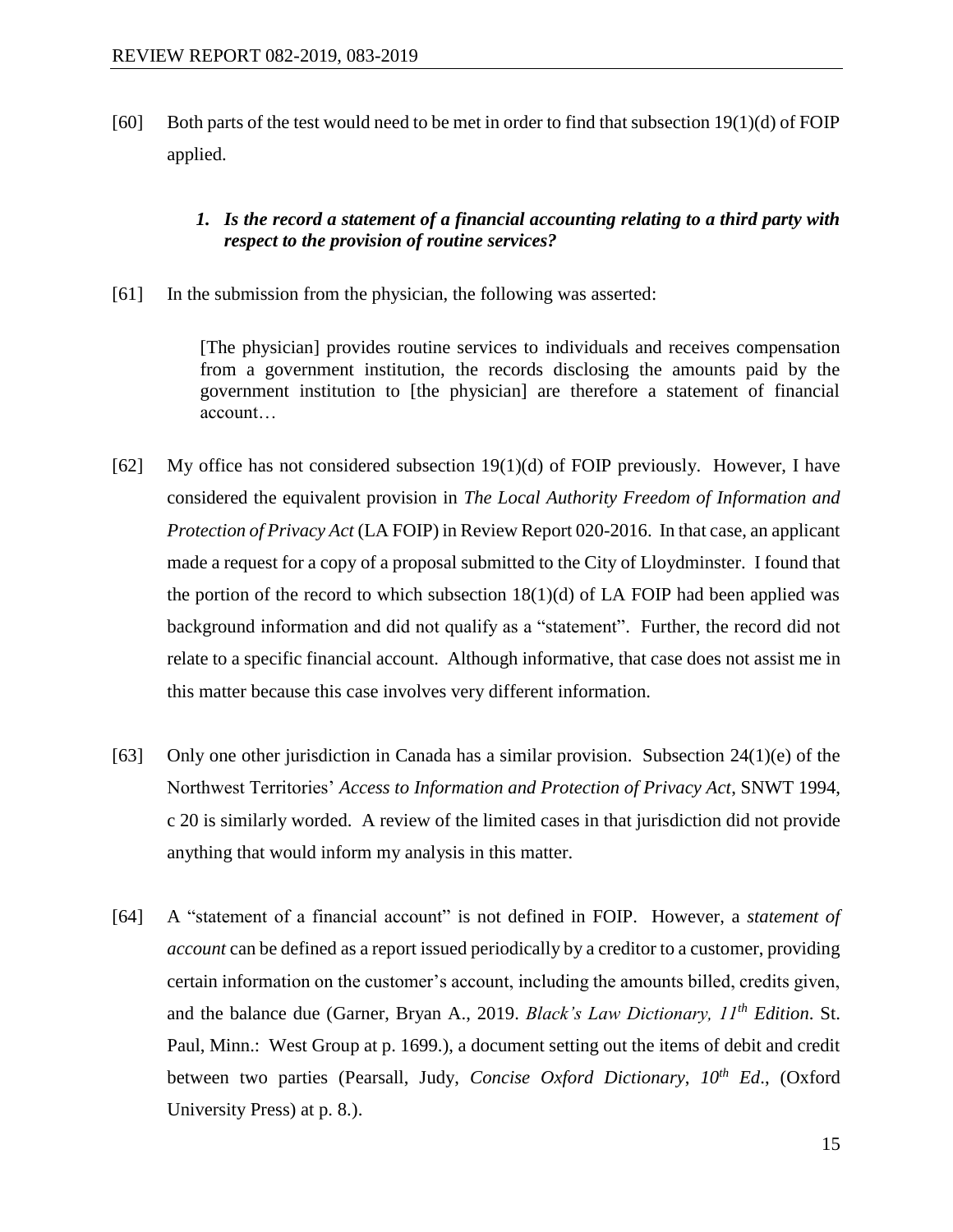[60] Both parts of the test would need to be met in order to find that subsection 19(1)(d) of FOIP applied.

### *1. Is the record a statement of a financial accounting relating to a third party with respect to the provision of routine services?*

[61] In the submission from the physician, the following was asserted:

> [The physician] provides routine services to individuals and receives compensation from a government institution, the records disclosing the amounts paid by the government institution to [the physician] are therefore a statement of financial account…

[62] My office has not considered subsection 19(1)(d) of FOIP previously. However, I have considered the equivalent provision in *The Local Authority Freedom of Information and Protection of Privacy Act* (LA FOIP) in Review Report 020-2016. In that case, an applicant made a request for a copy of a proposal submitted to the City of Lloydminster. I found that the portion of the record to which subsection 18(1)(d) of LA FOIP had been applied was background information and did not qualify as a "statement". Further, the record did not relate to a specific financial account. Although informative, that case does not assist me in this matter because this case involves very different information.

[63] Only one other jurisdiction in Canada has a similar provision. Subsection 24(1)(e) of the Northwest Territories' *Access to Information and Protection of Privacy Act*, SNWT 1994, c 20 is similarly worded. A review of the limited cases in that jurisdiction did not provide anything that would inform my analysis in this matter.

[64] A "statement of a financial account" is not defined in FOIP. However, a *statement of account* can be defined as a report issued periodically by a creditor to a customer, providing certain information on the customer's account, including the amounts billed, credits given, and the balance due (Garner, Bryan A., 2019. *Black's Law Dictionary, 11th Edition*. St. Paul, Minn.: West Group at p. 1699.), a document setting out the items of debit and credit between two parties (Pearsall, Judy, *Concise Oxford Dictionary*, *10th Ed*., (Oxford University Press) at p. 8.).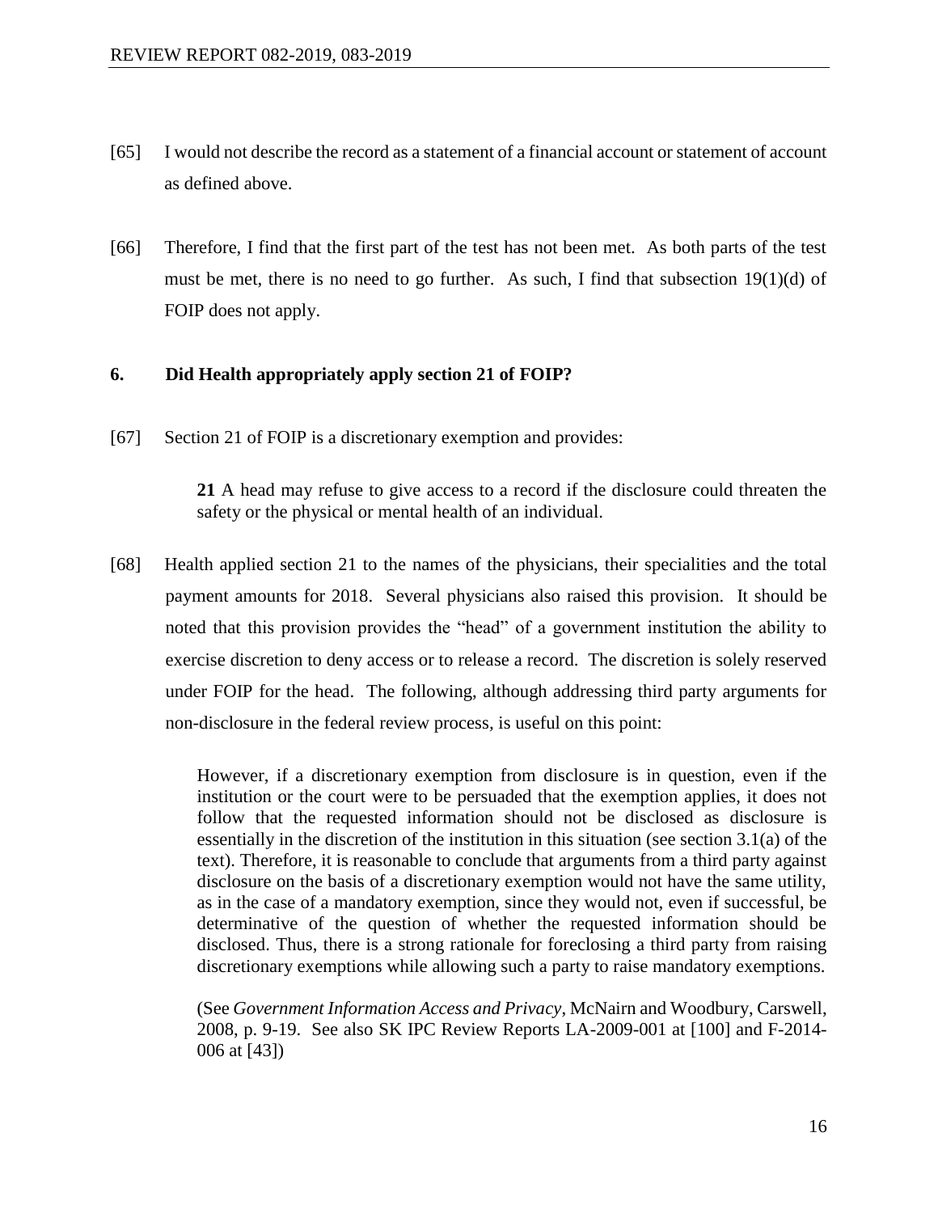[65] I would not describe the record as a statement of a financial account or statement of account as defined above.

[66] Therefore, I find that the first part of the test has not been met. As both parts of the test must be met, there is no need to go further. As such, I find that subsection 19(1)(d) of FOIP does not apply.

### 6. Did Health appropriately apply section 21 of FOIP?

[67] Section 21 of FOIP is a discretionary exemption and provides:

> **21** A head may refuse to give access to a record if the disclosure could threaten the safety or the physical or mental health of an individual.

[68] Health applied section 21 to the names of the physicians, their specialities and the total payment amounts for 2018. Several physicians also raised this provision. It should be noted that this provision provides the "head" of a government institution the ability to exercise discretion to deny access or to release a record. The discretion is solely reserved under FOIP for the head. The following, although addressing third party arguments for non-disclosure in the federal review process, is useful on this point:

> However, if a discretionary exemption from disclosure is in question, even if the institution or the court were to be persuaded that the exemption applies, it does not follow that the requested information should not be disclosed as disclosure is essentially in the discretion of the institution in this situation (see section 3.1(a) of the text). Therefore, it is reasonable to conclude that arguments from a third party against disclosure on the basis of a discretionary exemption would not have the same utility, as in the case of a mandatory exemption, since they would not, even if successful, be determinative of the question of whether the requested information should be disclosed. Thus, there is a strong rationale for foreclosing a third party from raising discretionary exemptions while allowing such a party to raise mandatory exemptions.
>
> (See *Government Information Access and Privacy*, McNairn and Woodbury, Carswell, 2008, p. 9-19. See also SK IPC Review Reports LA-2009-001 at [100] and F-2014-006 at [43])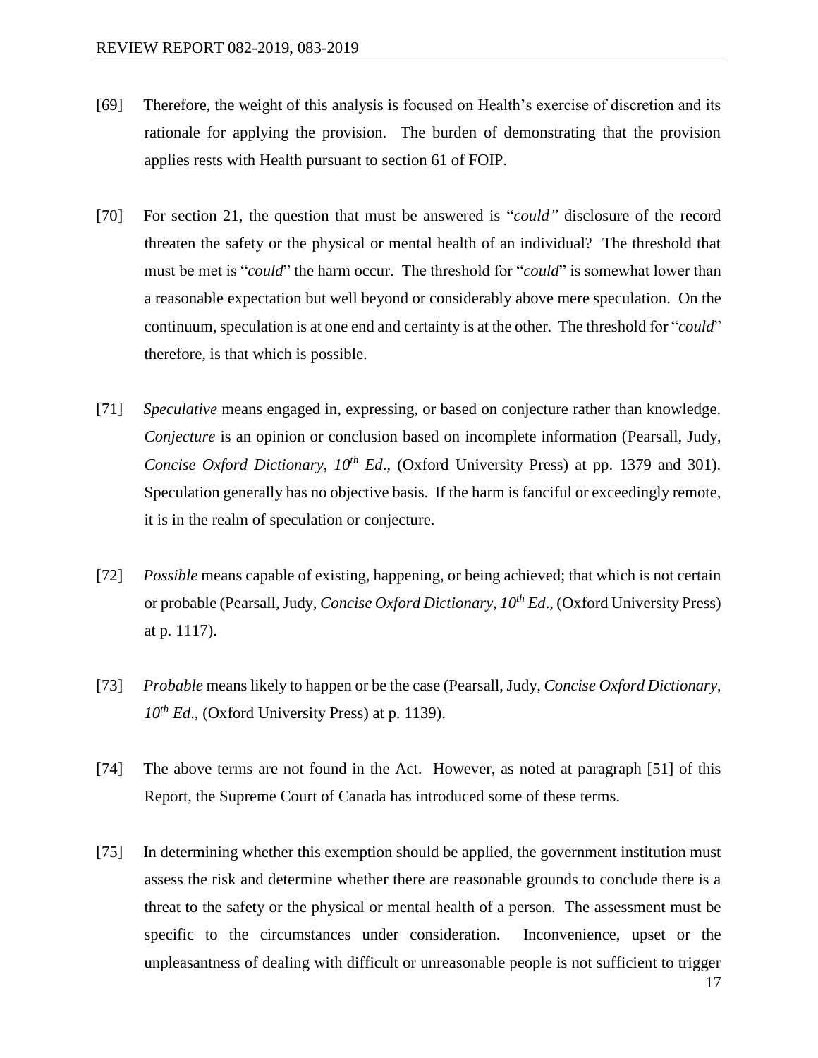[69] Therefore, the weight of this analysis is focused on Health's exercise of discretion and its rationale for applying the provision. The burden of demonstrating that the provision applies rests with Health pursuant to section 61 of FOIP.

[70] For section 21, the question that must be answered is "*could"* disclosure of the record threaten the safety or the physical or mental health of an individual? The threshold that must be met is "*could*" the harm occur. The threshold for "*could*" is somewhat lower than a reasonable expectation but well beyond or considerably above mere speculation. On the continuum, speculation is at one end and certainty is at the other. The threshold for "*could*" therefore, is that which is possible.

[71] *Speculative* means engaged in, expressing, or based on conjecture rather than knowledge. *Conjecture* is an opinion or conclusion based on incomplete information (Pearsall, Judy, *Concise Oxford Dictionary*, *10th Ed*., (Oxford University Press) at pp. 1379 and 301). Speculation generally has no objective basis. If the harm is fanciful or exceedingly remote, it is in the realm of speculation or conjecture.

[72] *Possible* means capable of existing, happening, or being achieved; that which is not certain or probable (Pearsall, Judy, *Concise Oxford Dictionary*, *10th Ed*., (Oxford University Press) at p. 1117).

[73] *Probable* means likely to happen or be the case (Pearsall, Judy, *Concise Oxford Dictionary*, *10th Ed*., (Oxford University Press) at p. 1139).

[74] The above terms are not found in the Act. However, as noted at paragraph [51] of this Report, the Supreme Court of Canada has introduced some of these terms.

[75] In determining whether this exemption should be applied, the government institution must assess the risk and determine whether there are reasonable grounds to conclude there is a threat to the safety or the physical or mental health of a person. The assessment must be specific to the circumstances under consideration. Inconvenience, upset or the unpleasantness of dealing with difficult or unreasonable people is not sufficient to trigger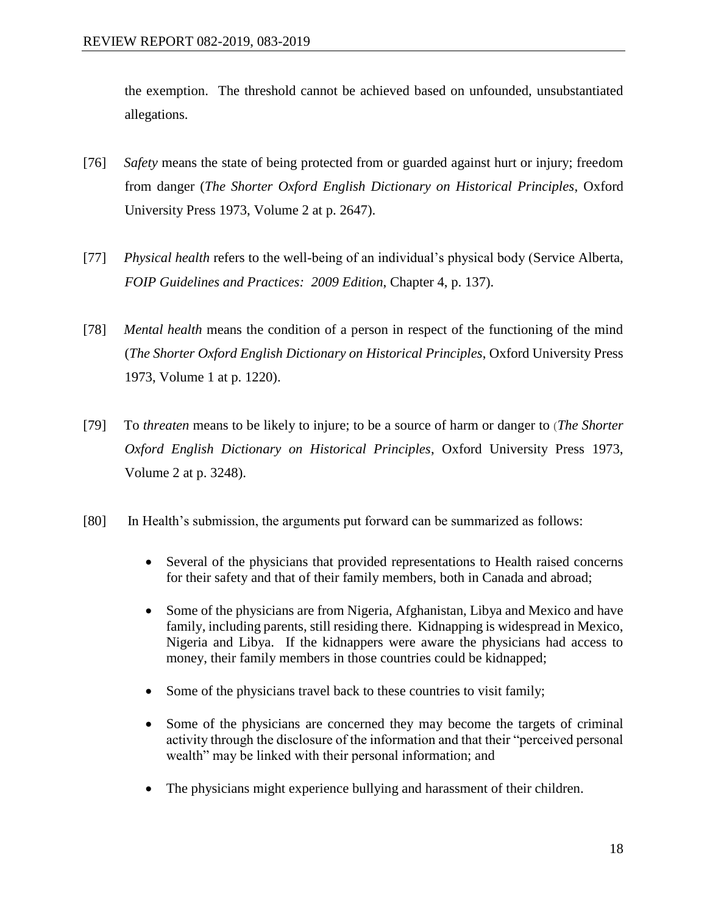the exemption. The threshold cannot be achieved based on unfounded, unsubstantiated allegations.

[76] *Safety* means the state of being protected from or guarded against hurt or injury; freedom from danger (*The Shorter Oxford English Dictionary on Historical Principles*, Oxford University Press 1973, Volume 2 at p. 2647).

[77] *Physical health* refers to the well-being of an individual's physical body (Service Alberta, *FOIP Guidelines and Practices: 2009 Edition*, Chapter 4, p. 137).

[78] *Mental health* means the condition of a person in respect of the functioning of the mind (*The Shorter Oxford English Dictionary on Historical Principles*, Oxford University Press 1973, Volume 1 at p. 1220).

[79] To *threaten* means to be likely to injure; to be a source of harm or danger to (*The Shorter Oxford English Dictionary on Historical Principles*, Oxford University Press 1973, Volume 2 at p. 3248).

[80] In Health's submission, the arguments put forward can be summarized as follows:

- Several of the physicians that provided representations to Health raised concerns for their safety and that of their family members, both in Canada and abroad;
- Some of the physicians are from Nigeria, Afghanistan, Libya and Mexico and have family, including parents, still residing there. Kidnapping is widespread in Mexico, Nigeria and Libya. If the kidnappers were aware the physicians had access to money, their family members in those countries could be kidnapped;
- Some of the physicians travel back to these countries to visit family;
- Some of the physicians are concerned they may become the targets of criminal activity through the disclosure of the information and that their "perceived personal wealth" may be linked with their personal information; and
- The physicians might experience bullying and harassment of their children.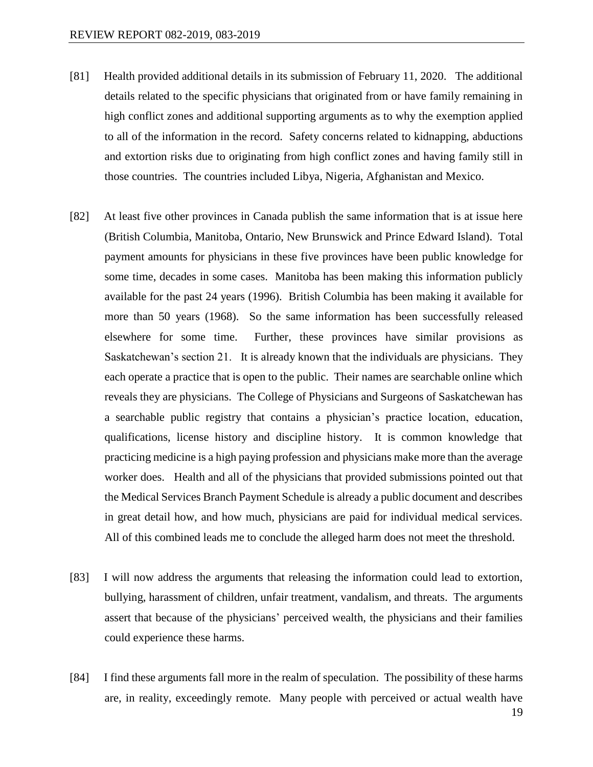[81] Health provided additional details in its submission of February 11, 2020. The additional details related to the specific physicians that originated from or have family remaining in high conflict zones and additional supporting arguments as to why the exemption applied to all of the information in the record. Safety concerns related to kidnapping, abductions and extortion risks due to originating from high conflict zones and having family still in those countries. The countries included Libya, Nigeria, Afghanistan and Mexico.

[82] At least five other provinces in Canada publish the same information that is at issue here (British Columbia, Manitoba, Ontario, New Brunswick and Prince Edward Island). Total payment amounts for physicians in these five provinces have been public knowledge for some time, decades in some cases. Manitoba has been making this information publicly available for the past 24 years (1996). British Columbia has been making it available for more than 50 years (1968). So the same information has been successfully released elsewhere for some time. Further, these provinces have similar provisions as Saskatchewan's section 21. It is already known that the individuals are physicians. They each operate a practice that is open to the public. Their names are searchable online which reveals they are physicians. The College of Physicians and Surgeons of Saskatchewan has a searchable public registry that contains a physician's practice location, education, qualifications, license history and discipline history. It is common knowledge that practicing medicine is a high paying profession and physicians make more than the average worker does. Health and all of the physicians that provided submissions pointed out that the Medical Services Branch Payment Schedule is already a public document and describes in great detail how, and how much, physicians are paid for individual medical services. All of this combined leads me to conclude the alleged harm does not meet the threshold.

[83] I will now address the arguments that releasing the information could lead to extortion, bullying, harassment of children, unfair treatment, vandalism, and threats. The arguments assert that because of the physicians' perceived wealth, the physicians and their families could experience these harms.

[84] I find these arguments fall more in the realm of speculation. The possibility of these harms are, in reality, exceedingly remote. Many people with perceived or actual wealth have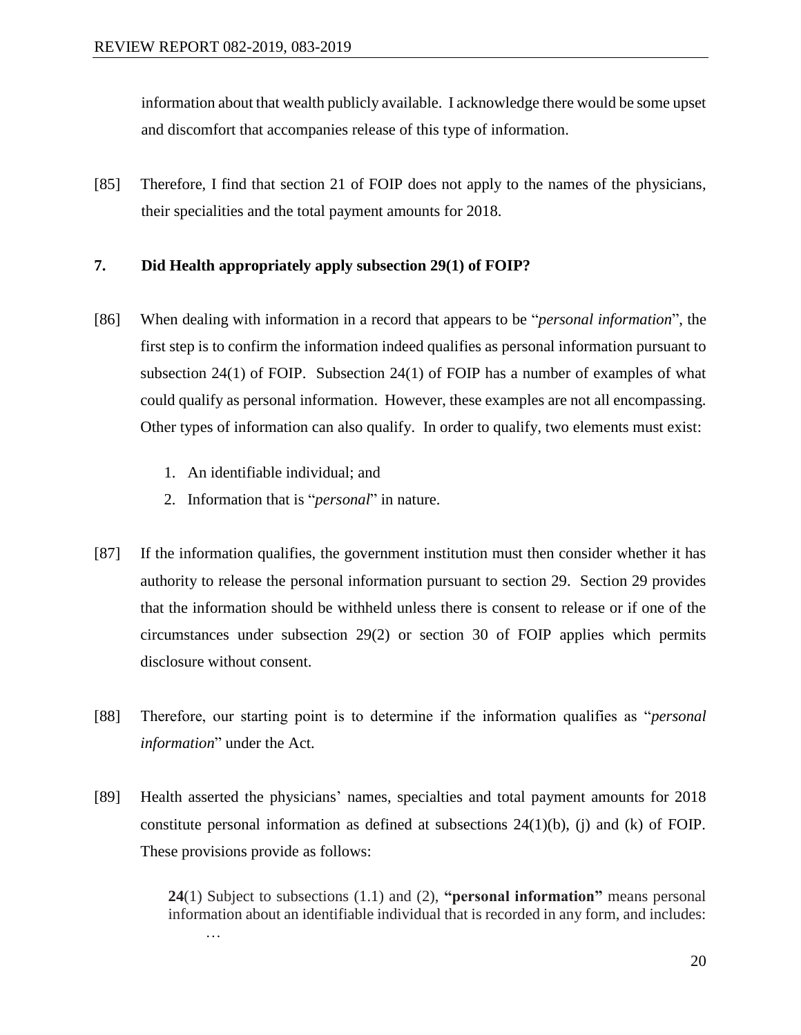information about that wealth publicly available. I acknowledge there would be some upset and discomfort that accompanies release of this type of information.

[85] Therefore, I find that section 21 of FOIP does not apply to the names of the physicians, their specialities and the total payment amounts for 2018.

## 7. Did Health appropriately apply subsection 29(1) of FOIP?

[86] When dealing with information in a record that appears to be "*personal information*", the first step is to confirm the information indeed qualifies as personal information pursuant to subsection 24(1) of FOIP. Subsection 24(1) of FOIP has a number of examples of what could qualify as personal information. However, these examples are not all encompassing. Other types of information can also qualify. In order to qualify, two elements must exist:

1. An identifiable individual; and
2. Information that is "*personal*" in nature.

[87] If the information qualifies, the government institution must then consider whether it has authority to release the personal information pursuant to section 29. Section 29 provides that the information should be withheld unless there is consent to release or if one of the circumstances under subsection 29(2) or section 30 of FOIP applies which permits disclosure without consent.

[88] Therefore, our starting point is to determine if the information qualifies as "*personal information*" under the Act.

[89] Health asserted the physicians' names, specialties and total payment amounts for 2018 constitute personal information as defined at subsections 24(1)(b), (j) and (k) of FOIP. These provisions provide as follows:

> **24**(1) Subject to subsections (1.1) and (2), **"personal information"** means personal information about an identifiable individual that is recorded in any form, and includes:
>
> …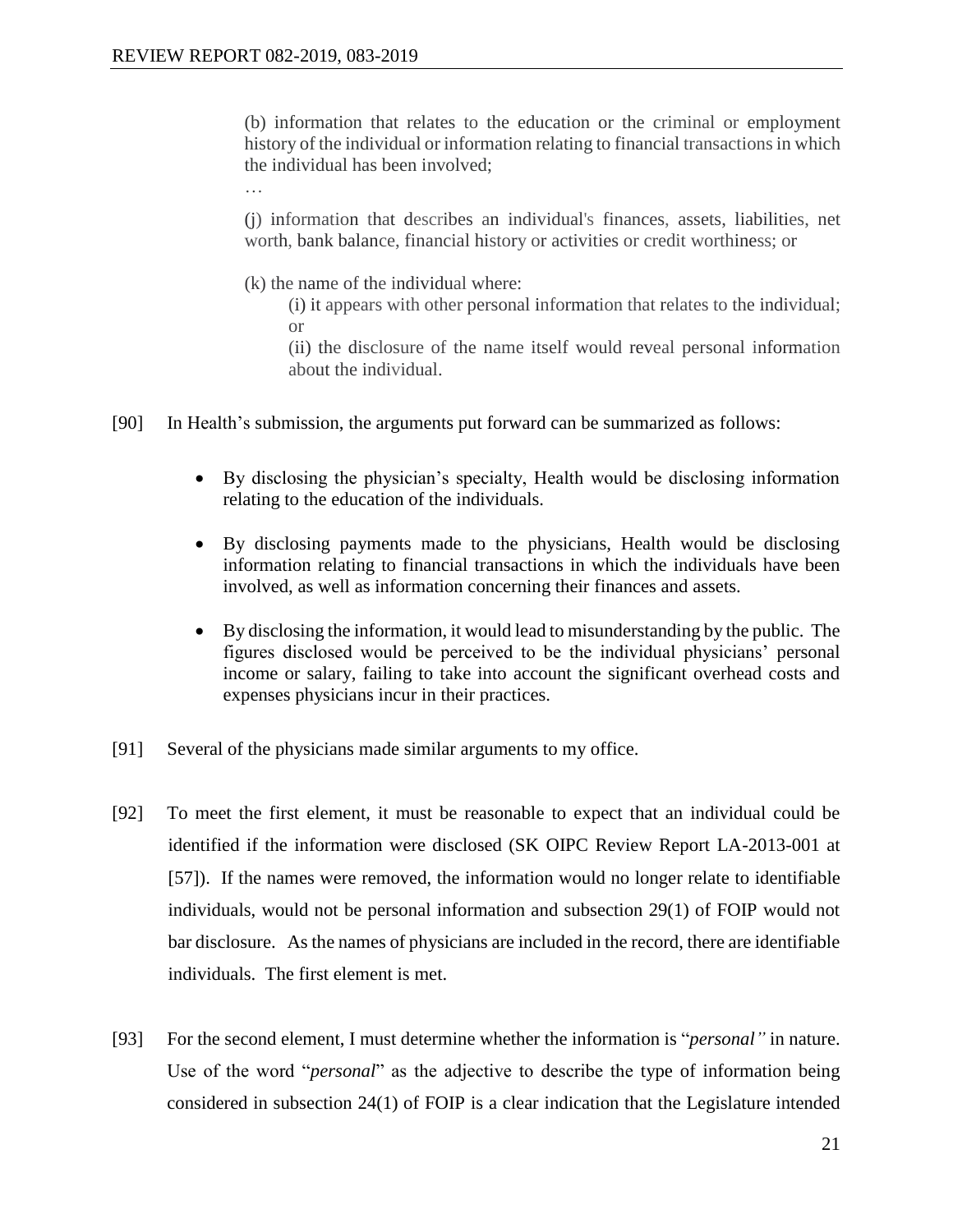> (b) information that relates to the education or the criminal or employment history of the individual or information relating to financial transactions in which the individual has been involved;
>
> …
>
> (j) information that describes an individual's finances, assets, liabilities, net worth, bank balance, financial history or activities or credit worthiness; or
>
> (k) the name of the individual where:
>
> > (i) it appears with other personal information that relates to the individual; or
> >
> > (ii) the disclosure of the name itself would reveal personal information about the individual.

[90] In Health's submission, the arguments put forward can be summarized as follows:

- By disclosing the physician's specialty, Health would be disclosing information relating to the education of the individuals.
- By disclosing payments made to the physicians, Health would be disclosing information relating to financial transactions in which the individuals have been involved, as well as information concerning their finances and assets.
- By disclosing the information, it would lead to misunderstanding by the public. The figures disclosed would be perceived to be the individual physicians' personal income or salary, failing to take into account the significant overhead costs and expenses physicians incur in their practices.

[91] Several of the physicians made similar arguments to my office.

[92] To meet the first element, it must be reasonable to expect that an individual could be identified if the information were disclosed (SK OIPC Review Report LA-2013-001 at [57]). If the names were removed, the information would no longer relate to identifiable individuals, would not be personal information and subsection 29(1) of FOIP would not bar disclosure. As the names of physicians are included in the record, there are identifiable individuals. The first element is met.

[93] For the second element, I must determine whether the information is "*personal"* in nature. Use of the word "*personal*" as the adjective to describe the type of information being considered in subsection 24(1) of FOIP is a clear indication that the Legislature intended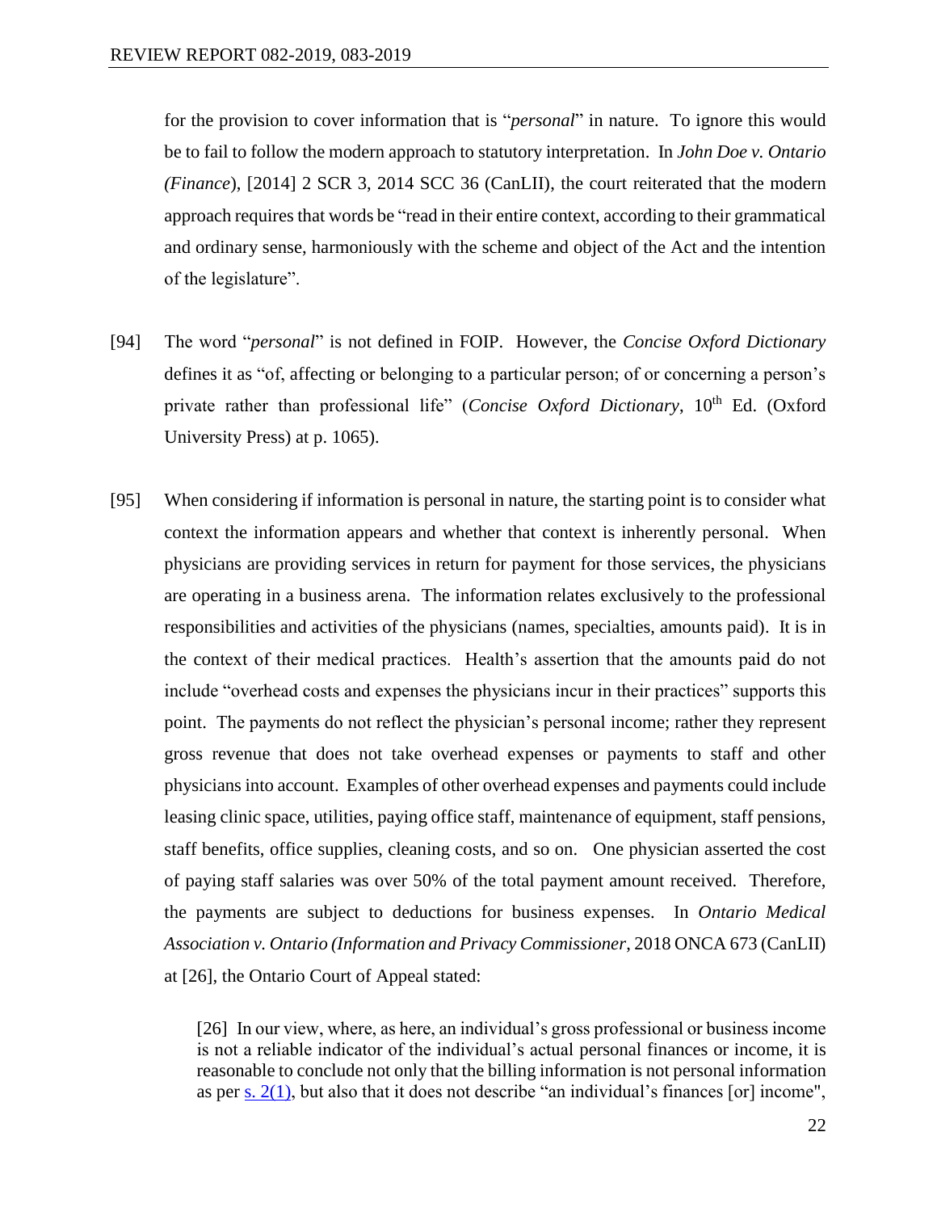for the provision to cover information that is "*personal*" in nature. To ignore this would be to fail to follow the modern approach to statutory interpretation. In *John Doe v. Ontario (Finance*), [2014] 2 SCR 3, 2014 SCC 36 (CanLII), the court reiterated that the modern approach requires that words be "read in their entire context, according to their grammatical and ordinary sense, harmoniously with the scheme and object of the Act and the intention of the legislature".

[94] The word "*personal*" is not defined in FOIP. However, the *Concise Oxford Dictionary* defines it as "of, affecting or belonging to a particular person; of or concerning a person's private rather than professional life" (*Concise Oxford Dictionary*, 10th Ed. (Oxford University Press) at p. 1065).

[95] When considering if information is personal in nature, the starting point is to consider what context the information appears and whether that context is inherently personal. When physicians are providing services in return for payment for those services, the physicians are operating in a business arena. The information relates exclusively to the professional responsibilities and activities of the physicians (names, specialties, amounts paid). It is in the context of their medical practices. Health's assertion that the amounts paid do not include "overhead costs and expenses the physicians incur in their practices" supports this point. The payments do not reflect the physician's personal income; rather they represent gross revenue that does not take overhead expenses or payments to staff and other physicians into account. Examples of other overhead expenses and payments could include leasing clinic space, utilities, paying office staff, maintenance of equipment, staff pensions, staff benefits, office supplies, cleaning costs, and so on. One physician asserted the cost of paying staff salaries was over 50% of the total payment amount received. Therefore, the payments are subject to deductions for business expenses. In *Ontario Medical Association v. Ontario (Information and Privacy Commissioner*, 2018 ONCA 673 (CanLII) at [26], the Ontario Court of Appeal stated:

> [26] In our view, where, as here, an individual's gross professional or business income is not a reliable indicator of the individual's actual personal finances or income, it is reasonable to conclude not only that the billing information is not personal information as per s. 2(1), but also that it does not describe "an individual's finances [or] income",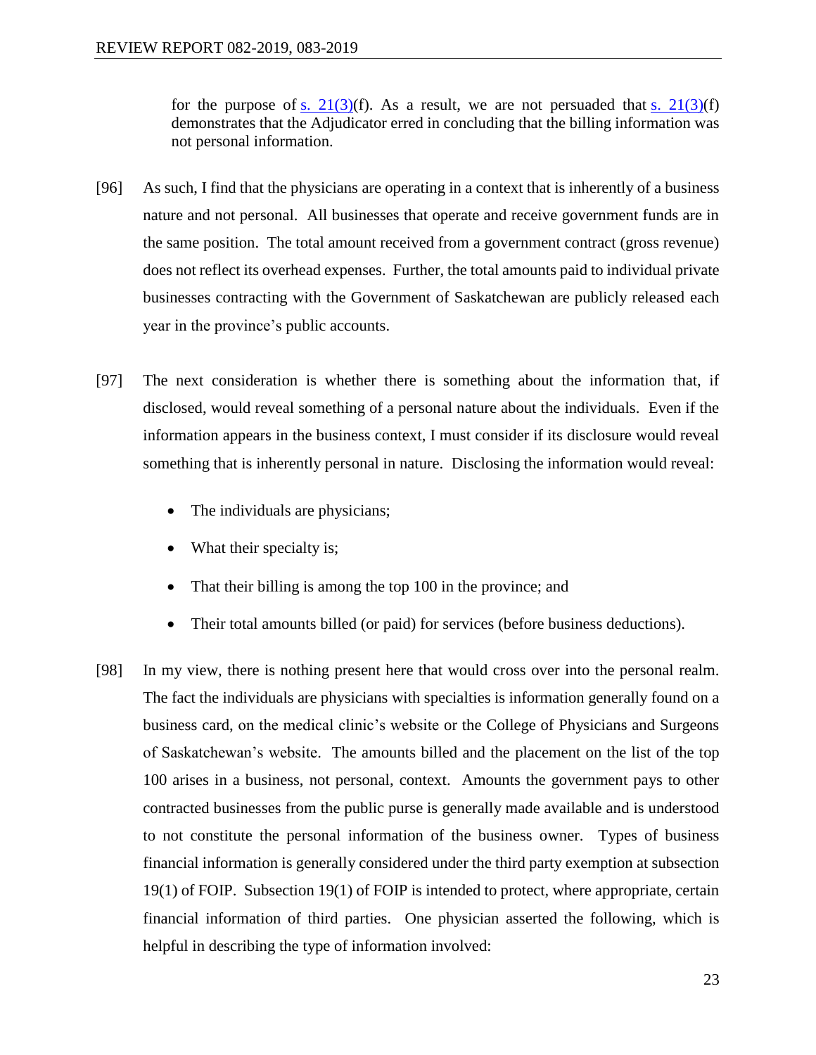> for the purpose of [s. 21(3)](f). As a result, we are not persuaded that [s. 21(3)](f) demonstrates that the Adjudicator erred in concluding that the billing information was not personal information.

[96] As such, I find that the physicians are operating in a context that is inherently of a business nature and not personal. All businesses that operate and receive government funds are in the same position. The total amount received from a government contract (gross revenue) does not reflect its overhead expenses. Further, the total amounts paid to individual private businesses contracting with the Government of Saskatchewan are publicly released each year in the province's public accounts.

[97] The next consideration is whether there is something about the information that, if disclosed, would reveal something of a personal nature about the individuals. Even if the information appears in the business context, I must consider if its disclosure would reveal something that is inherently personal in nature. Disclosing the information would reveal:

- The individuals are physicians;
- What their specialty is;
- That their billing is among the top 100 in the province; and
- Their total amounts billed (or paid) for services (before business deductions).

[98] In my view, there is nothing present here that would cross over into the personal realm. The fact the individuals are physicians with specialties is information generally found on a business card, on the medical clinic's website or the College of Physicians and Surgeons of Saskatchewan's website. The amounts billed and the placement on the list of the top 100 arises in a business, not personal, context. Amounts the government pays to other contracted businesses from the public purse is generally made available and is understood to not constitute the personal information of the business owner. Types of business financial information is generally considered under the third party exemption at subsection 19(1) of FOIP. Subsection 19(1) of FOIP is intended to protect, where appropriate, certain financial information of third parties. One physician asserted the following, which is helpful in describing the type of information involved: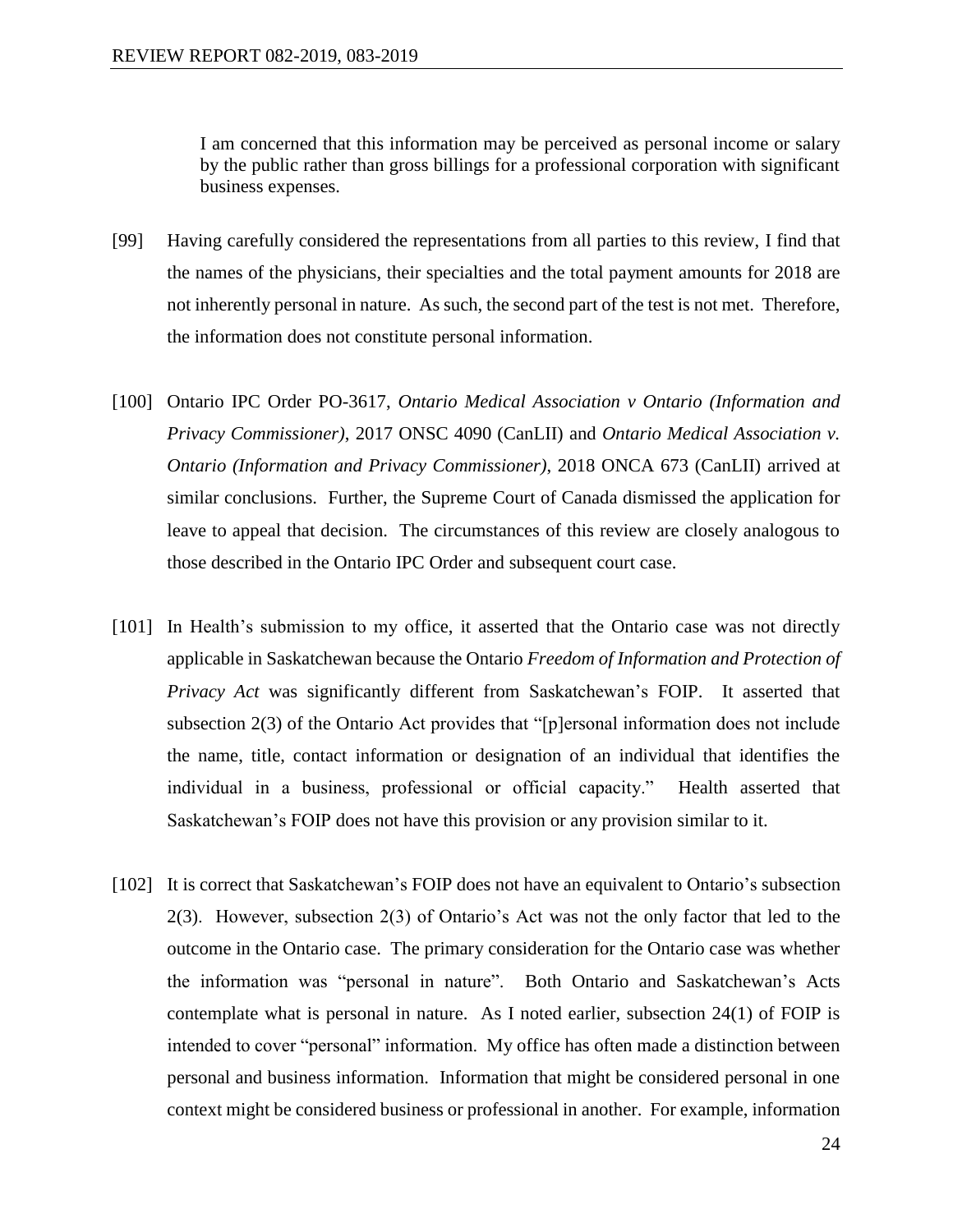> I am concerned that this information may be perceived as personal income or salary by the public rather than gross billings for a professional corporation with significant business expenses.

[99] Having carefully considered the representations from all parties to this review, I find that the names of the physicians, their specialties and the total payment amounts for 2018 are not inherently personal in nature. As such, the second part of the test is not met. Therefore, the information does not constitute personal information.

[100] Ontario IPC Order PO-3617, *Ontario Medical Association v Ontario (Information and Privacy Commissioner)*, 2017 ONSC 4090 (CanLII) and *Ontario Medical Association v. Ontario (Information and Privacy Commissioner)*, 2018 ONCA 673 (CanLII) arrived at similar conclusions. Further, the Supreme Court of Canada dismissed the application for leave to appeal that decision. The circumstances of this review are closely analogous to those described in the Ontario IPC Order and subsequent court case.

[101] In Health's submission to my office, it asserted that the Ontario case was not directly applicable in Saskatchewan because the Ontario *Freedom of Information and Protection of Privacy Act* was significantly different from Saskatchewan's FOIP. It asserted that subsection 2(3) of the Ontario Act provides that "[p]ersonal information does not include the name, title, contact information or designation of an individual that identifies the individual in a business, professional or official capacity." Health asserted that Saskatchewan's FOIP does not have this provision or any provision similar to it.

[102] It is correct that Saskatchewan's FOIP does not have an equivalent to Ontario's subsection 2(3). However, subsection 2(3) of Ontario's Act was not the only factor that led to the outcome in the Ontario case. The primary consideration for the Ontario case was whether the information was "personal in nature". Both Ontario and Saskatchewan's Acts contemplate what is personal in nature. As I noted earlier, subsection 24(1) of FOIP is intended to cover "personal" information. My office has often made a distinction between personal and business information. Information that might be considered personal in one context might be considered business or professional in another. For example, information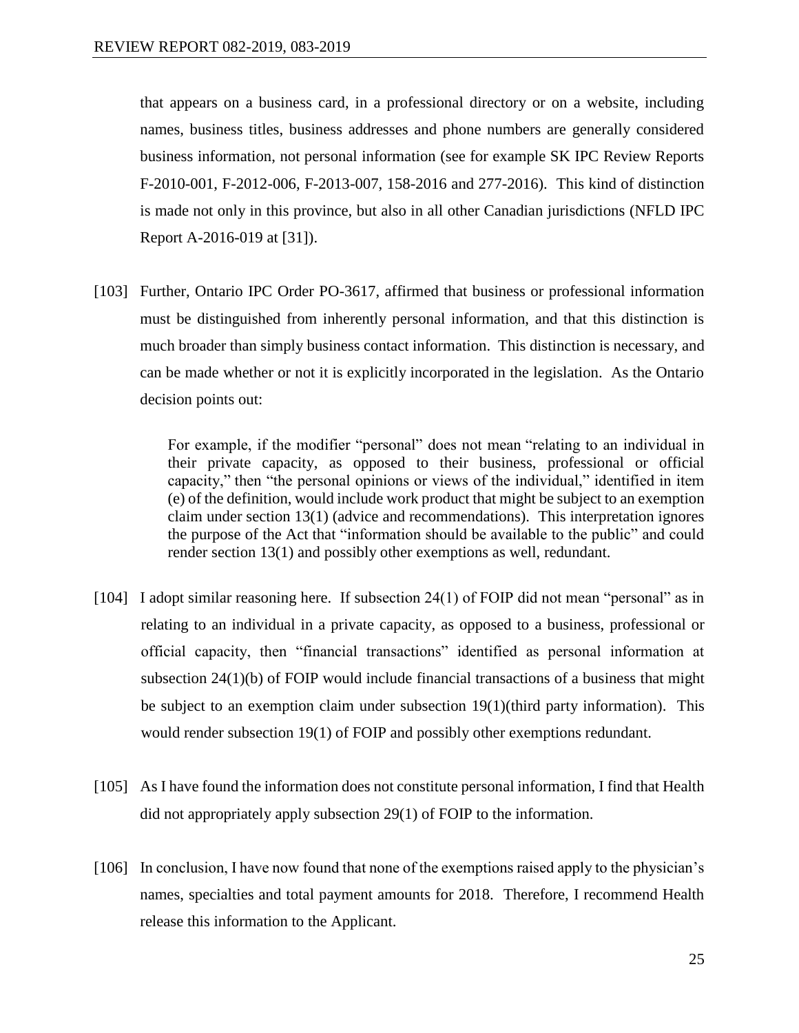that appears on a business card, in a professional directory or on a website, including names, business titles, business addresses and phone numbers are generally considered business information, not personal information (see for example SK IPC Review Reports F-2010-001, F-2012-006, F-2013-007, 158-2016 and 277-2016). This kind of distinction is made not only in this province, but also in all other Canadian jurisdictions (NFLD IPC Report A-2016-019 at [31]).

[103] Further, Ontario IPC Order PO-3617, affirmed that business or professional information must be distinguished from inherently personal information, and that this distinction is much broader than simply business contact information. This distinction is necessary, and can be made whether or not it is explicitly incorporated in the legislation. As the Ontario decision points out:

> For example, if the modifier "personal" does not mean "relating to an individual in their private capacity, as opposed to their business, professional or official capacity," then "the personal opinions or views of the individual," identified in item (e) of the definition, would include work product that might be subject to an exemption claim under section 13(1) (advice and recommendations). This interpretation ignores the purpose of the Act that "information should be available to the public" and could render section 13(1) and possibly other exemptions as well, redundant.

[104] I adopt similar reasoning here. If subsection 24(1) of FOIP did not mean "personal" as in relating to an individual in a private capacity, as opposed to a business, professional or official capacity, then "financial transactions" identified as personal information at subsection 24(1)(b) of FOIP would include financial transactions of a business that might be subject to an exemption claim under subsection 19(1)(third party information). This would render subsection 19(1) of FOIP and possibly other exemptions redundant.

[105] As I have found the information does not constitute personal information, I find that Health did not appropriately apply subsection 29(1) of FOIP to the information.

[106] In conclusion, I have now found that none of the exemptions raised apply to the physician's names, specialties and total payment amounts for 2018. Therefore, I recommend Health release this information to the Applicant.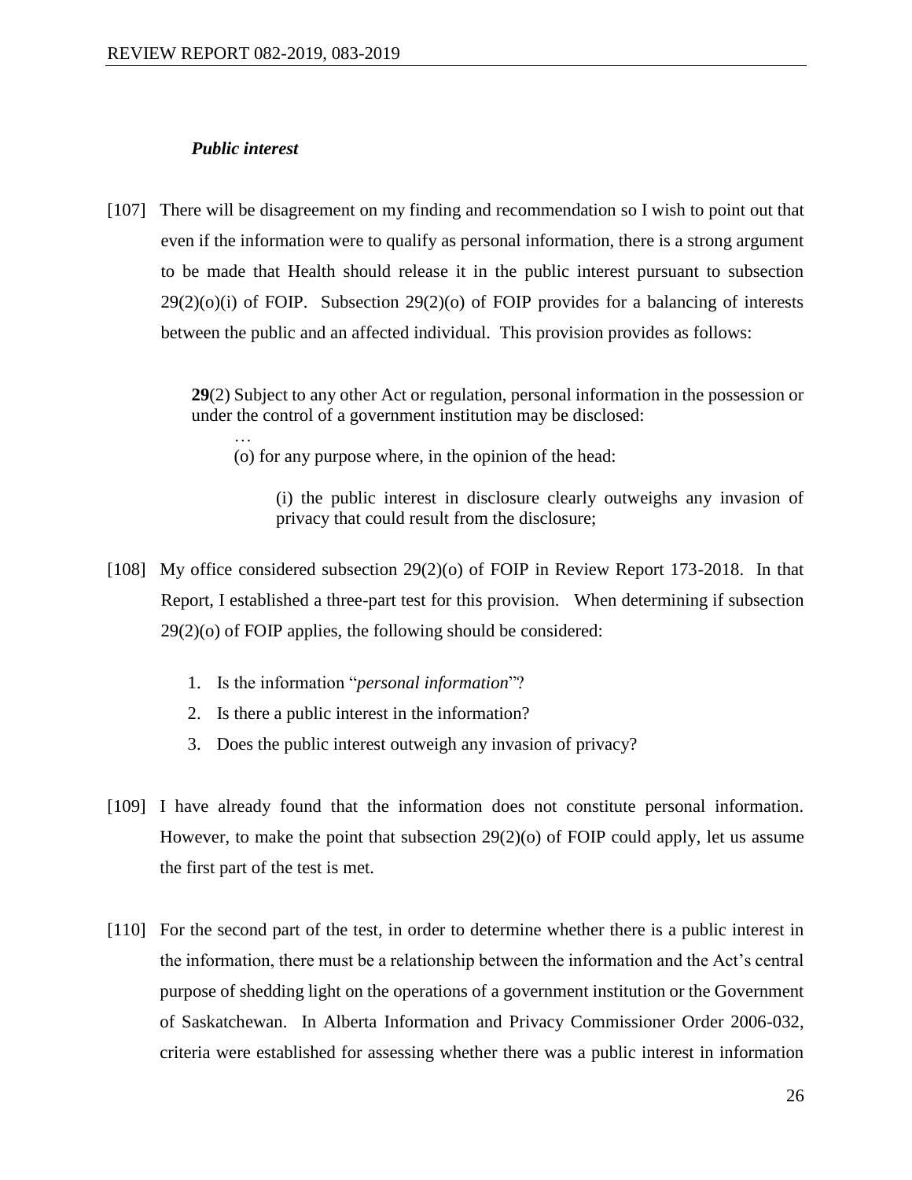***Public interest***

[107] There will be disagreement on my finding and recommendation so I wish to point out that even if the information were to qualify as personal information, there is a strong argument to be made that Health should release it in the public interest pursuant to subsection 29(2)(o)(i) of FOIP. Subsection 29(2)(o) of FOIP provides for a balancing of interests between the public and an affected individual. This provision provides as follows:

> **29**(2) Subject to any other Act or regulation, personal information in the possession or under the control of a government institution may be disclosed:
>
> …
>
> (o) for any purpose where, in the opinion of the head:
>
> (i) the public interest in disclosure clearly outweighs any invasion of privacy that could result from the disclosure;

[108] My office considered subsection 29(2)(o) of FOIP in Review Report 173-2018. In that Report, I established a three-part test for this provision. When determining if subsection 29(2)(o) of FOIP applies, the following should be considered:

1. Is the information "*personal information*"?
2. Is there a public interest in the information?
3. Does the public interest outweigh any invasion of privacy?

[109] I have already found that the information does not constitute personal information. However, to make the point that subsection 29(2)(o) of FOIP could apply, let us assume the first part of the test is met.

[110] For the second part of the test, in order to determine whether there is a public interest in the information, there must be a relationship between the information and the Act's central purpose of shedding light on the operations of a government institution or the Government of Saskatchewan. In Alberta Information and Privacy Commissioner Order 2006-032, criteria were established for assessing whether there was a public interest in information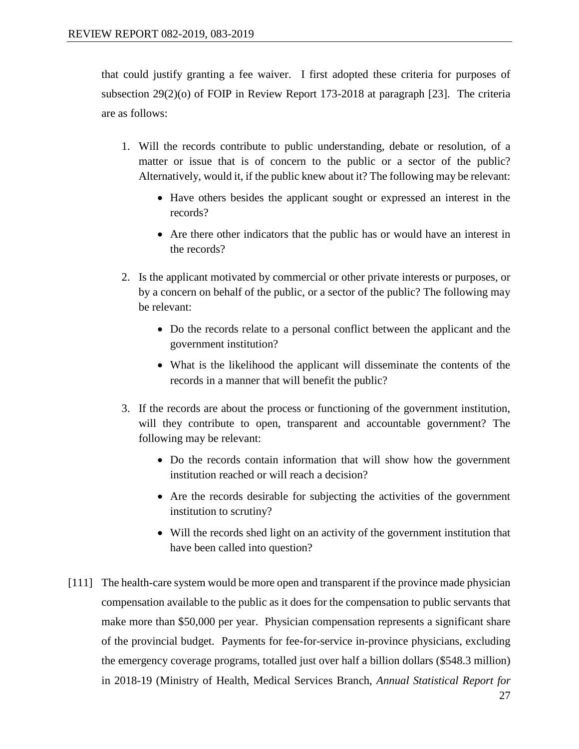that could justify granting a fee waiver. I first adopted these criteria for purposes of subsection 29(2)(o) of FOIP in Review Report 173-2018 at paragraph [23]. The criteria are as follows:

1. Will the records contribute to public understanding, debate or resolution, of a matter or issue that is of concern to the public or a sector of the public? Alternatively, would it, if the public knew about it? The following may be relevant:
   - Have others besides the applicant sought or expressed an interest in the records?
   - Are there other indicators that the public has or would have an interest in the records?
2. Is the applicant motivated by commercial or other private interests or purposes, or by a concern on behalf of the public, or a sector of the public? The following may be relevant:
   - Do the records relate to a personal conflict between the applicant and the government institution?
   - What is the likelihood the applicant will disseminate the contents of the records in a manner that will benefit the public?
3. If the records are about the process or functioning of the government institution, will they contribute to open, transparent and accountable government? The following may be relevant:
   - Do the records contain information that will show how the government institution reached or will reach a decision?
   - Are the records desirable for subjecting the activities of the government institution to scrutiny?
   - Will the records shed light on an activity of the government institution that have been called into question?

[111] The health-care system would be more open and transparent if the province made physician compensation available to the public as it does for the compensation to public servants that make more than $50,000 per year. Physician compensation represents a significant share of the provincial budget. Payments for fee-for-service in-province physicians, excluding the emergency coverage programs, totalled just over half a billion dollars ($548.3 million) in 2018-19 (Ministry of Health, Medical Services Branch, *Annual Statistical Report for*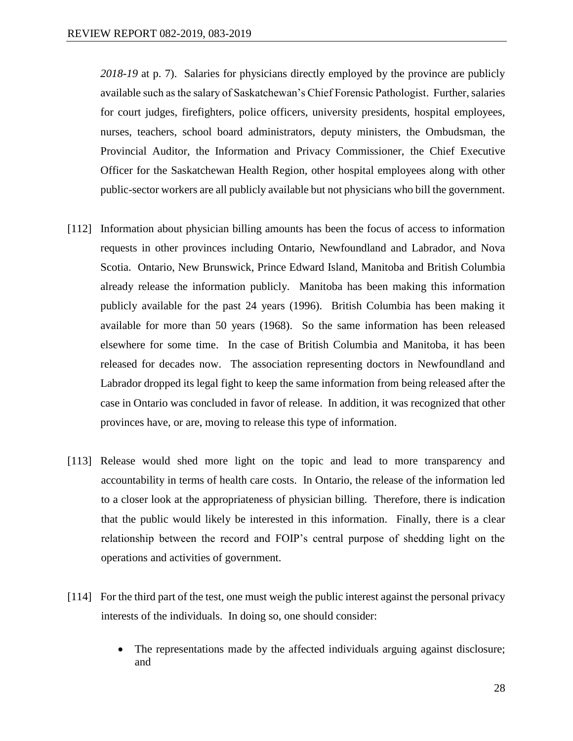*2018-19* at p. 7). Salaries for physicians directly employed by the province are publicly available such as the salary of Saskatchewan's Chief Forensic Pathologist. Further, salaries for court judges, firefighters, police officers, university presidents, hospital employees, nurses, teachers, school board administrators, deputy ministers, the Ombudsman, the Provincial Auditor, the Information and Privacy Commissioner, the Chief Executive Officer for the Saskatchewan Health Region, other hospital employees along with other public-sector workers are all publicly available but not physicians who bill the government.

[112] Information about physician billing amounts has been the focus of access to information requests in other provinces including Ontario, Newfoundland and Labrador, and Nova Scotia. Ontario, New Brunswick, Prince Edward Island, Manitoba and British Columbia already release the information publicly. Manitoba has been making this information publicly available for the past 24 years (1996). British Columbia has been making it available for more than 50 years (1968). So the same information has been released elsewhere for some time. In the case of British Columbia and Manitoba, it has been released for decades now. The association representing doctors in Newfoundland and Labrador dropped its legal fight to keep the same information from being released after the case in Ontario was concluded in favor of release. In addition, it was recognized that other provinces have, or are, moving to release this type of information.

[113] Release would shed more light on the topic and lead to more transparency and accountability in terms of health care costs. In Ontario, the release of the information led to a closer look at the appropriateness of physician billing. Therefore, there is indication that the public would likely be interested in this information. Finally, there is a clear relationship between the record and FOIP's central purpose of shedding light on the operations and activities of government.

[114] For the third part of the test, one must weigh the public interest against the personal privacy interests of the individuals. In doing so, one should consider:

- The representations made by the affected individuals arguing against disclosure; and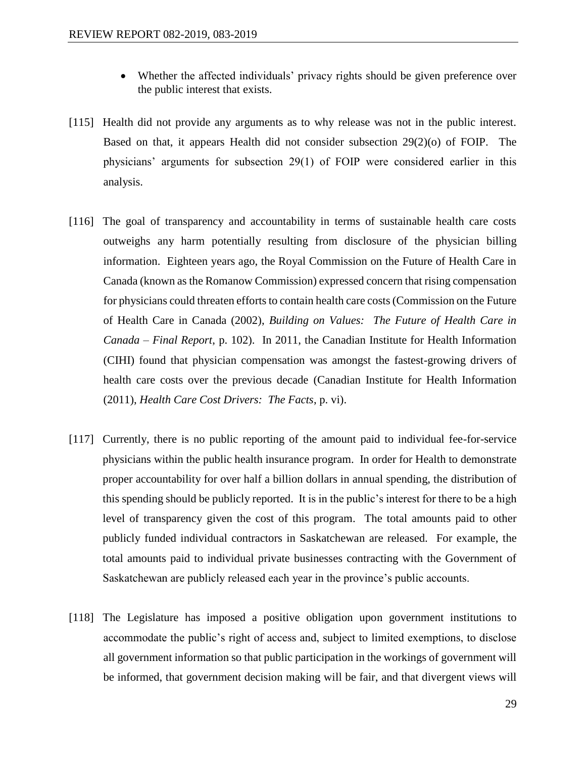- Whether the affected individuals' privacy rights should be given preference over the public interest that exists.

[115] Health did not provide any arguments as to why release was not in the public interest. Based on that, it appears Health did not consider subsection 29(2)(o) of FOIP. The physicians' arguments for subsection 29(1) of FOIP were considered earlier in this analysis.

[116] The goal of transparency and accountability in terms of sustainable health care costs outweighs any harm potentially resulting from disclosure of the physician billing information. Eighteen years ago, the Royal Commission on the Future of Health Care in Canada (known as the Romanow Commission) expressed concern that rising compensation for physicians could threaten efforts to contain health care costs (Commission on the Future of Health Care in Canada (2002), *Building on Values: The Future of Health Care in Canada – Final Report*, p. 102). In 2011, the Canadian Institute for Health Information (CIHI) found that physician compensation was amongst the fastest-growing drivers of health care costs over the previous decade (Canadian Institute for Health Information (2011), *Health Care Cost Drivers: The Facts*, p. vi).

[117] Currently, there is no public reporting of the amount paid to individual fee-for-service physicians within the public health insurance program. In order for Health to demonstrate proper accountability for over half a billion dollars in annual spending, the distribution of this spending should be publicly reported. It is in the public's interest for there to be a high level of transparency given the cost of this program. The total amounts paid to other publicly funded individual contractors in Saskatchewan are released. For example, the total amounts paid to individual private businesses contracting with the Government of Saskatchewan are publicly released each year in the province's public accounts.

[118] The Legislature has imposed a positive obligation upon government institutions to accommodate the public's right of access and, subject to limited exemptions, to disclose all government information so that public participation in the workings of government will be informed, that government decision making will be fair, and that divergent views will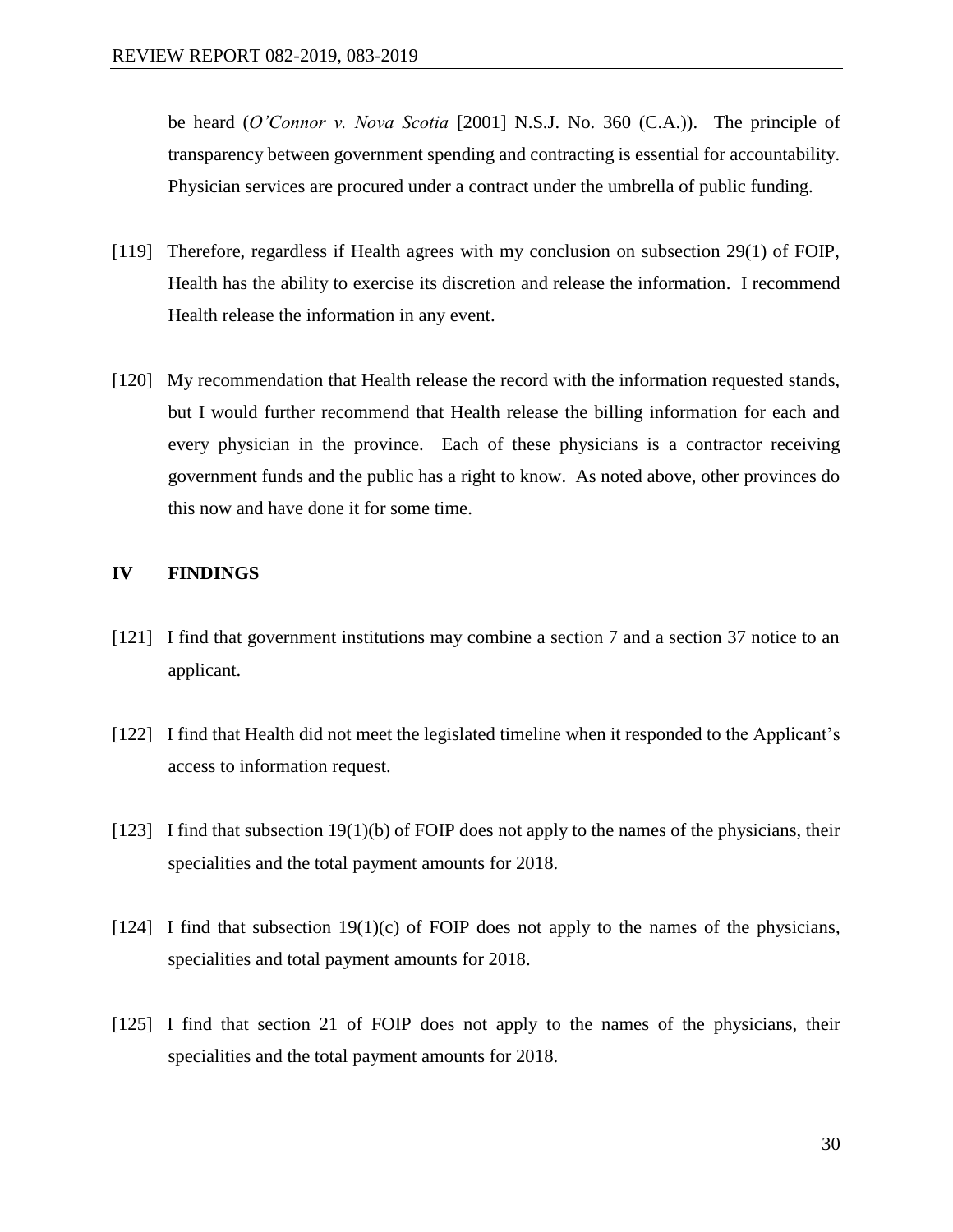be heard (*O'Connor v. Nova Scotia* [2001] N.S.J. No. 360 (C.A.)). The principle of transparency between government spending and contracting is essential for accountability. Physician services are procured under a contract under the umbrella of public funding.

[119] Therefore, regardless if Health agrees with my conclusion on subsection 29(1) of FOIP, Health has the ability to exercise its discretion and release the information. I recommend Health release the information in any event.

[120] My recommendation that Health release the record with the information requested stands, but I would further recommend that Health release the billing information for each and every physician in the province. Each of these physicians is a contractor receiving government funds and the public has a right to know. As noted above, other provinces do this now and have done it for some time.

## IV FINDINGS

[121] I find that government institutions may combine a section 7 and a section 37 notice to an applicant.

[122] I find that Health did not meet the legislated timeline when it responded to the Applicant's access to information request.

[123] I find that subsection 19(1)(b) of FOIP does not apply to the names of the physicians, their specialities and the total payment amounts for 2018.

[124] I find that subsection 19(1)(c) of FOIP does not apply to the names of the physicians, specialities and total payment amounts for 2018.

[125] I find that section 21 of FOIP does not apply to the names of the physicians, their specialities and the total payment amounts for 2018.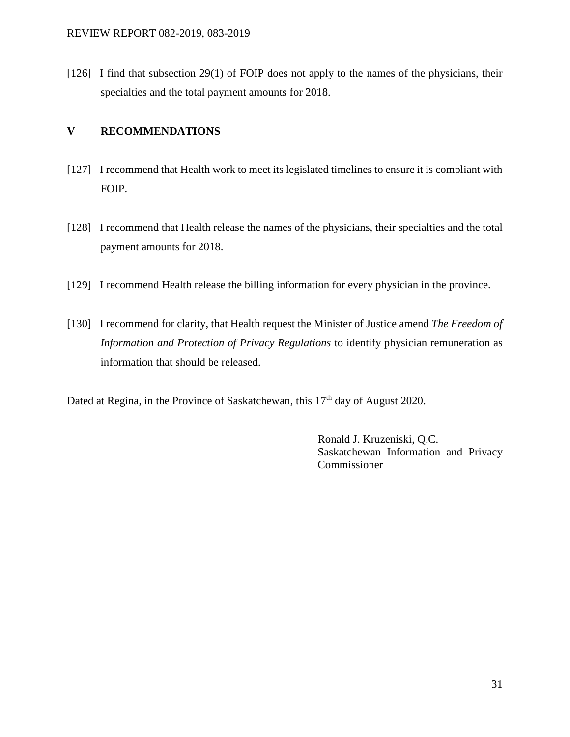[126] I find that subsection 29(1) of FOIP does not apply to the names of the physicians, their specialties and the total payment amounts for 2018.

## V RECOMMENDATIONS

[127] I recommend that Health work to meet its legislated timelines to ensure it is compliant with FOIP.

[128] I recommend that Health release the names of the physicians, their specialties and the total payment amounts for 2018.

[129] I recommend Health release the billing information for every physician in the province.

[130] I recommend for clarity, that Health request the Minister of Justice amend *The Freedom of Information and Protection of Privacy Regulations* to identify physician remuneration as information that should be released.

Dated at Regina, in the Province of Saskatchewan, this 17th day of August 2020.

Ronald J. Kruzeniski, Q.C.
Saskatchewan Information and Privacy Commissioner